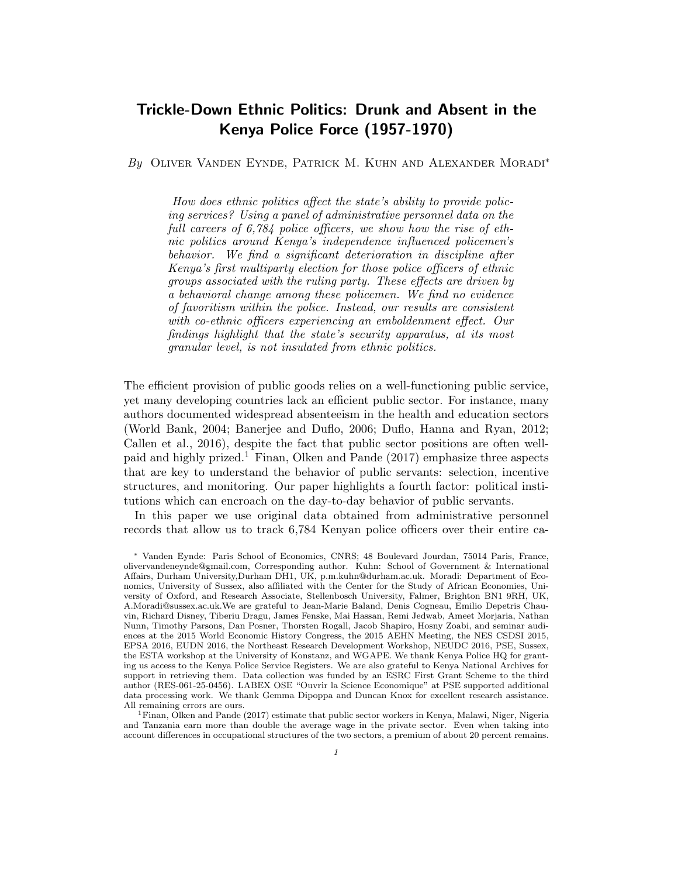# Trickle-Down Ethnic Politics: Drunk and Absent in the Kenya Police Force (1957-1970)

*By* Oliver Vanden Eynde, Patrick M. Kuhn and Alexander Moradi*

*How does ethnic politics affect the state's ability to provide policing services? Using a panel of administrative personnel data on the full careers of 6,784 police officers, we show how the rise of ethnic politics around Kenya's independence influenced policemen's behavior. We find a significant deterioration in discipline after Kenya's first multiparty election for those police officers of ethnic groups associated with the ruling party. These effects are driven by a behavioral change among these policemen. We find no evidence of favoritism within the police. Instead, our results are consistent with co-ethnic officers experiencing an emboldenment effect. Our findings highlight that the state's security apparatus, at its most granular level, is not insulated from ethnic politics.*

The efficient provision of public goods relies on a well-functioning public service, yet many developing countries lack an efficient public sector. For instance, many authors documented widespread absenteeism in the health and education sectors (World Bank, 2004; Banerjee and Duflo, 2006; Duflo, Hanna and Ryan, 2012; Callen et al., 2016), despite the fact that public sector positions are often well-paid and highly prized.[1] Finan, Olken and Pande (2017) emphasize three aspects that are key to understand the behavior of public servants: selection, incentive structures, and monitoring. Our paper highlights a fourth factor: political institutions which can encroach on the day-to-day behavior of public servants.

In this paper we use original data obtained from administrative personnel records that allow us to track 6,784 Kenyan police officers over their entire ca-

\* Vanden Eynde: Paris School of Economics, CNRS; 48 Boulevard Jourdan, 75014 Paris, France, olivervandeneynde@gmail.com, Corresponding author. Kuhn: School of Government & International Affairs, Durham University,Durham DH1, UK, p.m.kuhn@durham.ac.uk. Moradi: Department of Economics, University of Sussex, also affiliated with the Center for the Study of African Economies, University of Oxford, and Research Associate, Stellenbosch University, Falmer, Brighton BN1 9RH, UK, A.Moradi@sussex.ac.uk.We are grateful to Jean-Marie Baland, Denis Cogneau, Emilio Depetris Chauvin, Richard Disney, Tiberiu Dragu, James Fenske, Mai Hassan, Remi Jedwab, Ameet Morjaria, Nathan Nunn, Timothy Parsons, Dan Posner, Thorsten Rogall, Jacob Shapiro, Hosny Zoabi, and seminar audiences at the 2015 World Economic History Congress, the 2015 AEHN Meeting, the NES CSDSI 2015, EPSA 2016, EUDN 2016, the Northeast Research Development Workshop, NEUDC 2016, PSE, Sussex, the ESTA workshop at the University of Konstanz, and WGAPE. We thank Kenya Police HQ for granting us access to the Kenya Police Service Registers. We are also grateful to Kenya National Archives for support in retrieving them. Data collection was funded by an ESRC First Grant Scheme to the third author (RES-061-25-0456). LABEX OSE "Ouvrir la Science Economique" at PSE supported additional data processing work. We thank Gemma Dipoppa and Duncan Knox for excellent research assistance. All remaining errors are ours.

[1] Finan, Olken and Pande (2017) estimate that public sector workers in Kenya, Malawi, Niger, Nigeria and Tanzania earn more than double the average wage in the private sector. Even when taking into account differences in occupational structures of the two sectors, a premium of about 20 percent remains.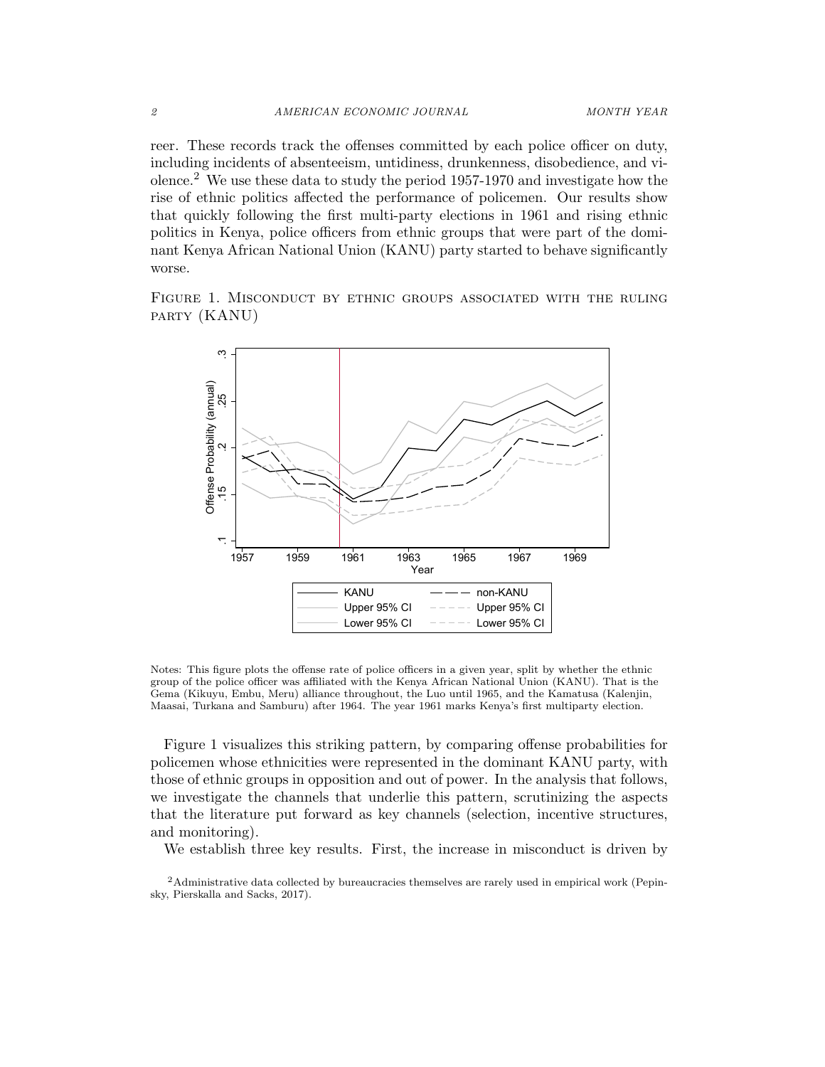reer. These records track the offenses committed by each police officer on duty, including incidents of absenteeism, untidiness, drunkenness, disobedience, and violence.[2] We use these data to study the period 1957-1970 and investigate how the rise of ethnic politics affected the performance of policemen. Our results show that quickly following the first multi-party elections in 1961 and rising ethnic politics in Kenya, police officers from ethnic groups that were part of the dominant Kenya African National Union (KANU) party started to behave significantly worse.

FIGURE 1. MISCONDUCT BY ETHNIC GROUPS ASSOCIATED WITH THE RULING PARTY (KANU)

Notes: This figure plots the offense rate of police officers in a given year, split by whether the ethnic group of the police officer was affiliated with the Kenya African National Union (KANU). That is the Gema (Kikuyu, Embu, Meru) alliance throughout, the Luo until 1965, and the Kamatusa (Kalenjin, Maasai, Turkana and Samburu) after 1964. The year 1961 marks Kenya's first multiparty election.

Figure 1 visualizes this striking pattern, by comparing offense probabilities for policemen whose ethnicities were represented in the dominant KANU party, with those of ethnic groups in opposition and out of power. In the analysis that follows, we investigate the channels that underlie this pattern, scrutinizing the aspects that the literature put forward as key channels (selection, incentive structures, and monitoring).

We establish three key results. First, the increase in misconduct is driven by

[2]Administrative data collected by bureaucracies themselves are rarely used in empirical work (Pepinsky, Pierskalla and Sacks, 2017).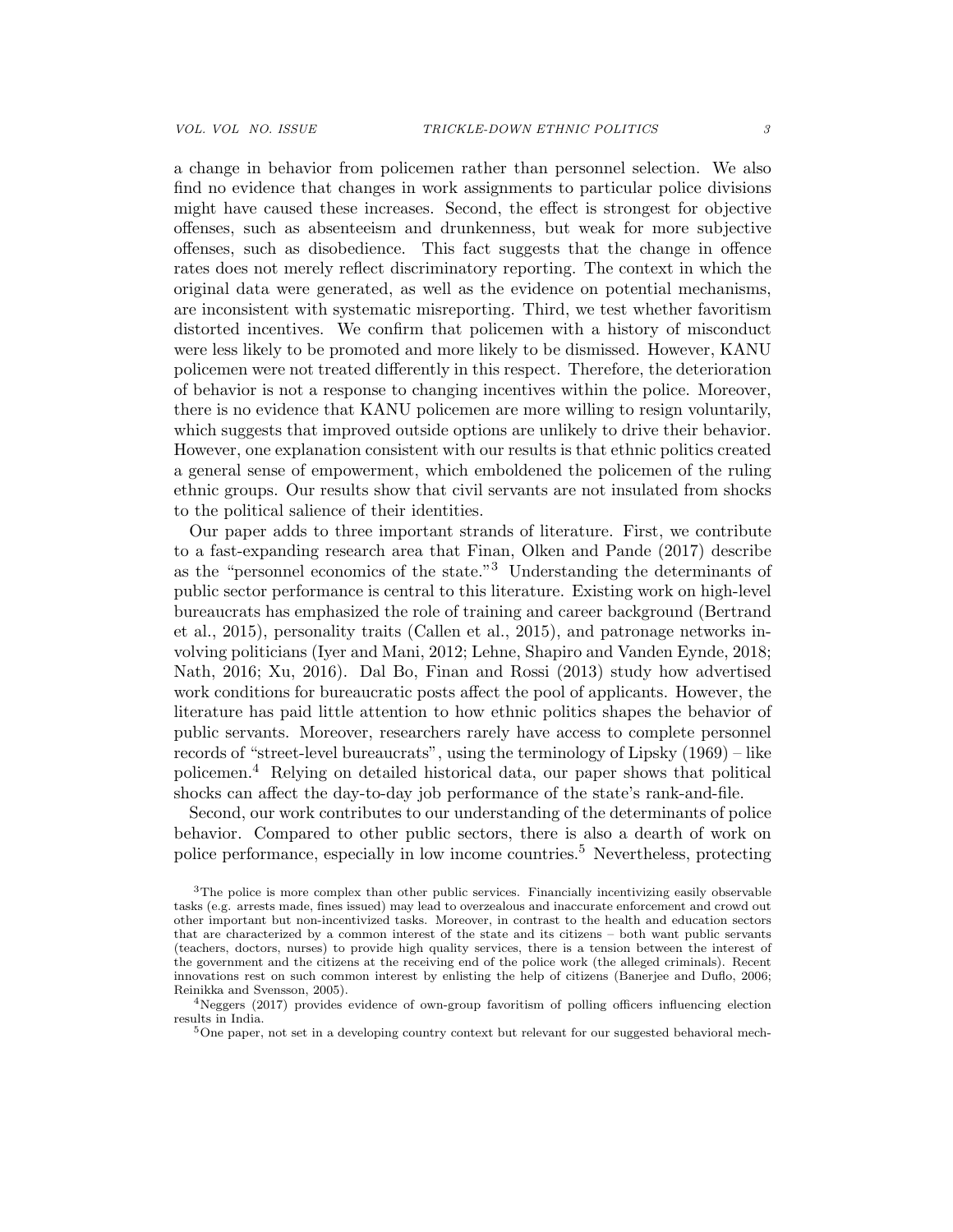a change in behavior from policemen rather than personnel selection. We also find no evidence that changes in work assignments to particular police divisions might have caused these increases. Second, the effect is strongest for objective offenses, such as absenteeism and drunkenness, but weak for more subjective offenses, such as disobedience. This fact suggests that the change in offence rates does not merely reflect discriminatory reporting. The context in which the original data were generated, as well as the evidence on potential mechanisms, are inconsistent with systematic misreporting. Third, we test whether favoritism distorted incentives. We confirm that policemen with a history of misconduct were less likely to be promoted and more likely to be dismissed. However, KANU policemen were not treated differently in this respect. Therefore, the deterioration of behavior is not a response to changing incentives within the police. Moreover, there is no evidence that KANU policemen are more willing to resign voluntarily, which suggests that improved outside options are unlikely to drive their behavior. However, one explanation consistent with our results is that ethnic politics created a general sense of empowerment, which emboldened the policemen of the ruling ethnic groups. Our results show that civil servants are not insulated from shocks to the political salience of their identities.

Our paper adds to three important strands of literature. First, we contribute to a fast-expanding research area that Finan, Olken and Pande (2017) describe as the "personnel economics of the state."[3] Understanding the determinants of public sector performance is central to this literature. Existing work on high-level bureaucrats has emphasized the role of training and career background (Bertrand et al., 2015), personality traits (Callen et al., 2015), and patronage networks involving politicians (Iyer and Mani, 2012; Lehne, Shapiro and Vanden Eynde, 2018; Nath, 2016; Xu, 2016). Dal Bo, Finan and Rossi (2013) study how advertised work conditions for bureaucratic posts affect the pool of applicants. However, the literature has paid little attention to how ethnic politics shapes the behavior of public servants. Moreover, researchers rarely have access to complete personnel records of "street-level bureaucrats", using the terminology of Lipsky (1969) – like policemen.[4] Relying on detailed historical data, our paper shows that political shocks can affect the day-to-day job performance of the state's rank-and-file.

Second, our work contributes to our understanding of the determinants of police behavior. Compared to other public sectors, there is also a dearth of work on police performance, especially in low income countries.[5] Nevertheless, protecting

[3] The police is more complex than other public services. Financially incentivizing easily observable tasks (e.g. arrests made, fines issued) may lead to overzealous and inaccurate enforcement and crowd out other important but non-incentivized tasks. Moreover, in contrast to the health and education sectors that are characterized by a common interest of the state and its citizens – both want public servants (teachers, doctors, nurses) to provide high quality services, there is a tension between the interest of the government and the citizens at the receiving end of the police work (the alleged criminals). Recent innovations rest on such common interest by enlisting the help of citizens (Banerjee and Duflo, 2006; Reinikka and Svensson, 2005).

[4] Neggers (2017) provides evidence of own-group favoritism of polling officers influencing election results in India.

[5] One paper, not set in a developing country context but relevant for our suggested behavioral mech-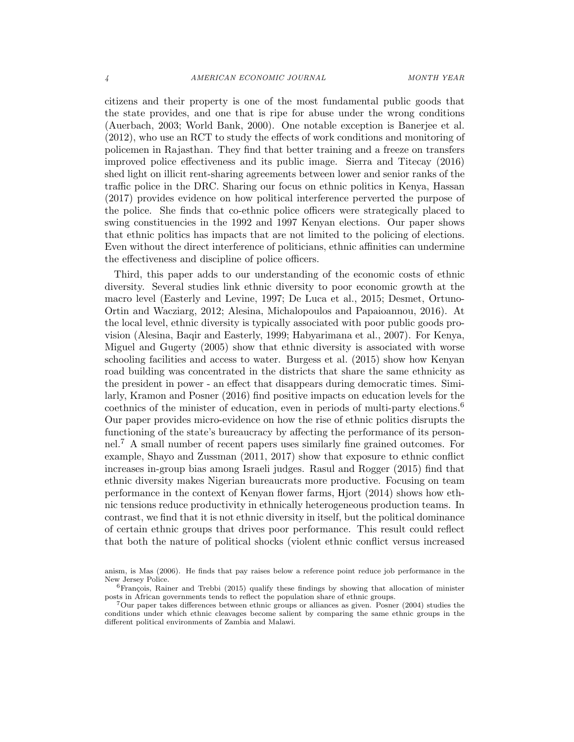citizens and their property is one of the most fundamental public goods that the state provides, and one that is ripe for abuse under the wrong conditions (Auerbach, 2003; World Bank, 2000). One notable exception is Banerjee et al. (2012), who use an RCT to study the effects of work conditions and monitoring of policemen in Rajasthan. They find that better training and a freeze on transfers improved police effectiveness and its public image. Sierra and Titecay (2016) shed light on illicit rent-sharing agreements between lower and senior ranks of the traffic police in the DRC. Sharing our focus on ethnic politics in Kenya, Hassan (2017) provides evidence on how political interference perverted the purpose of the police. She finds that co-ethnic police officers were strategically placed to swing constituencies in the 1992 and 1997 Kenyan elections. Our paper shows that ethnic politics has impacts that are not limited to the policing of elections. Even without the direct interference of politicians, ethnic affinities can undermine the effectiveness and discipline of police officers.

Third, this paper adds to our understanding of the economic costs of ethnic diversity. Several studies link ethnic diversity to poor economic growth at the macro level (Easterly and Levine, 1997; De Luca et al., 2015; Desmet, Ortuno-Ortin and Wacziarg, 2012; Alesina, Michalopoulos and Papaioannou, 2016). At the local level, ethnic diversity is typically associated with poor public goods provision (Alesina, Baqir and Easterly, 1999; Habyarimana et al., 2007). For Kenya, Miguel and Gugerty (2005) show that ethnic diversity is associated with worse schooling facilities and access to water. Burgess et al. (2015) show how Kenyan road building was concentrated in the districts that share the same ethnicity as the president in power - an effect that disappears during democratic times. Similarly, Kramon and Posner (2016) find positive impacts on education levels for the coethnics of the minister of education, even in periods of multi-party elections.[6] Our paper provides micro-evidence on how the rise of ethnic politics disrupts the functioning of the state's bureaucracy by affecting the performance of its personnel.[7] A small number of recent papers uses similarly fine grained outcomes. For example, Shayo and Zussman (2011, 2017) show that exposure to ethnic conflict increases in-group bias among Israeli judges. Rasul and Rogger (2015) find that ethnic diversity makes Nigerian bureaucrats more productive. Focusing on team performance in the context of Kenyan flower farms, Hjort (2014) shows how ethnic tensions reduce productivity in ethnically heterogeneous production teams. In contrast, we find that it is not ethnic diversity in itself, but the political dominance of certain ethnic groups that drives poor performance. This result could reflect that both the nature of political shocks (violent ethnic conflict versus increased

anism, is Mas (2006). He finds that pay raises below a reference point reduce job performance in the New Jersey Police.

[6] François, Rainer and Trebbi (2015) qualify these findings by showing that allocation of minister posts in African governments tends to reflect the population share of ethnic groups.

[7] Our paper takes differences between ethnic groups or alliances as given. Posner (2004) studies the conditions under which ethnic cleavages become salient by comparing the same ethnic groups in the different political environments of Zambia and Malawi.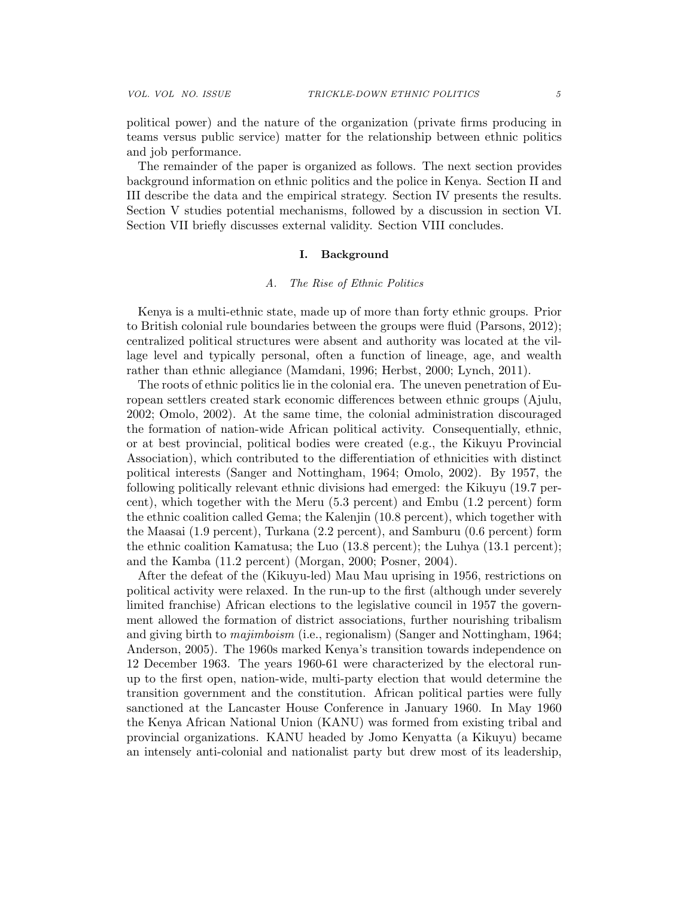political power) and the nature of the organization (private firms producing in teams versus public service) matter for the relationship between ethnic politics and job performance.

The remainder of the paper is organized as follows. The next section provides background information on ethnic politics and the police in Kenya. Section II and III describe the data and the empirical strategy. Section IV presents the results. Section V studies potential mechanisms, followed by a discussion in section VI. Section VII briefly discusses external validity. Section VIII concludes.

## I. Background

### *A. The Rise of Ethnic Politics*

Kenya is a multi-ethnic state, made up of more than forty ethnic groups. Prior to British colonial rule boundaries between the groups were fluid (Parsons, 2012); centralized political structures were absent and authority was located at the village level and typically personal, often a function of lineage, age, and wealth rather than ethnic allegiance (Mamdani, 1996; Herbst, 2000; Lynch, 2011).

The roots of ethnic politics lie in the colonial era. The uneven penetration of European settlers created stark economic differences between ethnic groups (Ajulu, 2002; Omolo, 2002). At the same time, the colonial administration discouraged the formation of nation-wide African political activity. Consequentially, ethnic, or at best provincial, political bodies were created (e.g., the Kikuyu Provincial Association), which contributed to the differentiation of ethnicities with distinct political interests (Sanger and Nottingham, 1964; Omolo, 2002). By 1957, the following politically relevant ethnic divisions had emerged: the Kikuyu (19.7 percent), which together with the Meru (5.3 percent) and Embu (1.2 percent) form the ethnic coalition called Gema; the Kalenjin (10.8 percent), which together with the Maasai (1.9 percent), Turkana (2.2 percent), and Samburu (0.6 percent) form the ethnic coalition Kamatusa; the Luo (13.8 percent); the Luhya (13.1 percent); and the Kamba (11.2 percent) (Morgan, 2000; Posner, 2004).

After the defeat of the (Kikuyu-led) Mau Mau uprising in 1956, restrictions on political activity were relaxed. In the run-up to the first (although under severely limited franchise) African elections to the legislative council in 1957 the government allowed the formation of district associations, further nourishing tribalism and giving birth to *majimboism* (i.e., regionalism) (Sanger and Nottingham, 1964; Anderson, 2005). The 1960s marked Kenya's transition towards independence on 12 December 1963. The years 1960-61 were characterized by the electoral run-up to the first open, nation-wide, multi-party election that would determine the transition government and the constitution. African political parties were fully sanctioned at the Lancaster House Conference in January 1960. In May 1960 the Kenya African National Union (KANU) was formed from existing tribal and provincial organizations. KANU headed by Jomo Kenyatta (a Kikuyu) became an intensely anti-colonial and nationalist party but drew most of its leadership,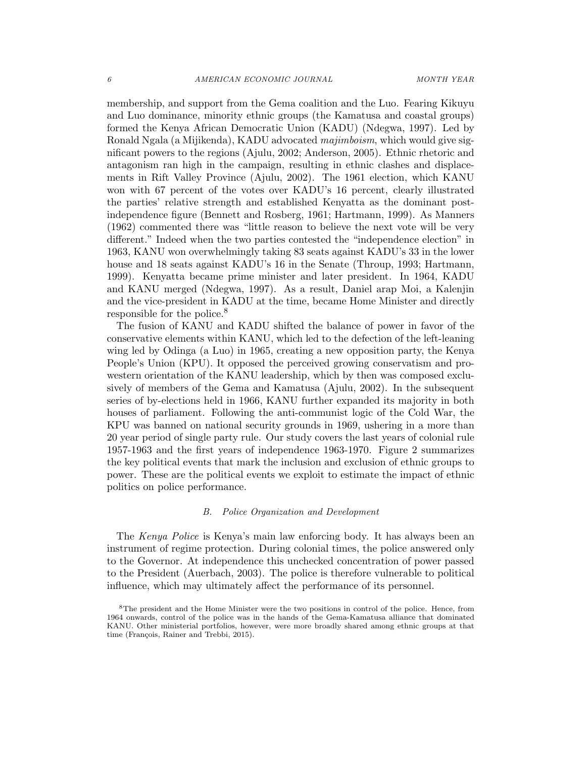membership, and support from the Gema coalition and the Luo. Fearing Kikuyu and Luo dominance, minority ethnic groups (the Kamatusa and coastal groups) formed the Kenya African Democratic Union (KADU) (Ndegwa, 1997). Led by Ronald Ngala (a Mijikenda), KADU advocated *majimboism*, which would give significant powers to the regions (Ajulu, 2002; Anderson, 2005). Ethnic rhetoric and antagonism ran high in the campaign, resulting in ethnic clashes and displacements in Rift Valley Province (Ajulu, 2002). The 1961 election, which KANU won with 67 percent of the votes over KADU's 16 percent, clearly illustrated the parties' relative strength and established Kenyatta as the dominant post-independence figure (Bennett and Rosberg, 1961; Hartmann, 1999). As Manners (1962) commented there was "little reason to believe the next vote will be very different." Indeed when the two parties contested the "independence election" in 1963, KANU won overwhelmingly taking 83 seats against KADU's 33 in the lower house and 18 seats against KADU's 16 in the Senate (Throup, 1993; Hartmann, 1999). Kenyatta became prime minister and later president. In 1964, KADU and KANU merged (Ndegwa, 1997). As a result, Daniel arap Moi, a Kalenjin and the vice-president in KADU at the time, became Home Minister and directly responsible for the police.[8]

The fusion of KANU and KADU shifted the balance of power in favor of the conservative elements within KANU, which led to the defection of the left-leaning wing led by Odinga (a Luo) in 1965, creating a new opposition party, the Kenya People's Union (KPU). It opposed the perceived growing conservatism and pro-western orientation of the KANU leadership, which by then was composed exclusively of members of the Gema and Kamatusa (Ajulu, 2002). In the subsequent series of by-elections held in 1966, KANU further expanded its majority in both houses of parliament. Following the anti-communist logic of the Cold War, the KPU was banned on national security grounds in 1969, ushering in a more than 20 year period of single party rule. Our study covers the last years of colonial rule 1957-1963 and the first years of independence 1963-1970. Figure 2 summarizes the key political events that mark the inclusion and exclusion of ethnic groups to power. These are the political events we exploit to estimate the impact of ethnic politics on police performance.

### B. Police Organization and Development

The *Kenya Police* is Kenya's main law enforcing body. It has always been an instrument of regime protection. During colonial times, the police answered only to the Governor. At independence this unchecked concentration of power passed to the President (Auerbach, 2003). The police is therefore vulnerable to political influence, which may ultimately affect the performance of its personnel.

[8] The president and the Home Minister were the two positions in control of the police. Hence, from 1964 onwards, control of the police was in the hands of the Gema-Kamatusa alliance that dominated KANU. Other ministerial portfolios, however, were more broadly shared among ethnic groups at that time (François, Rainer and Trebbi, 2015).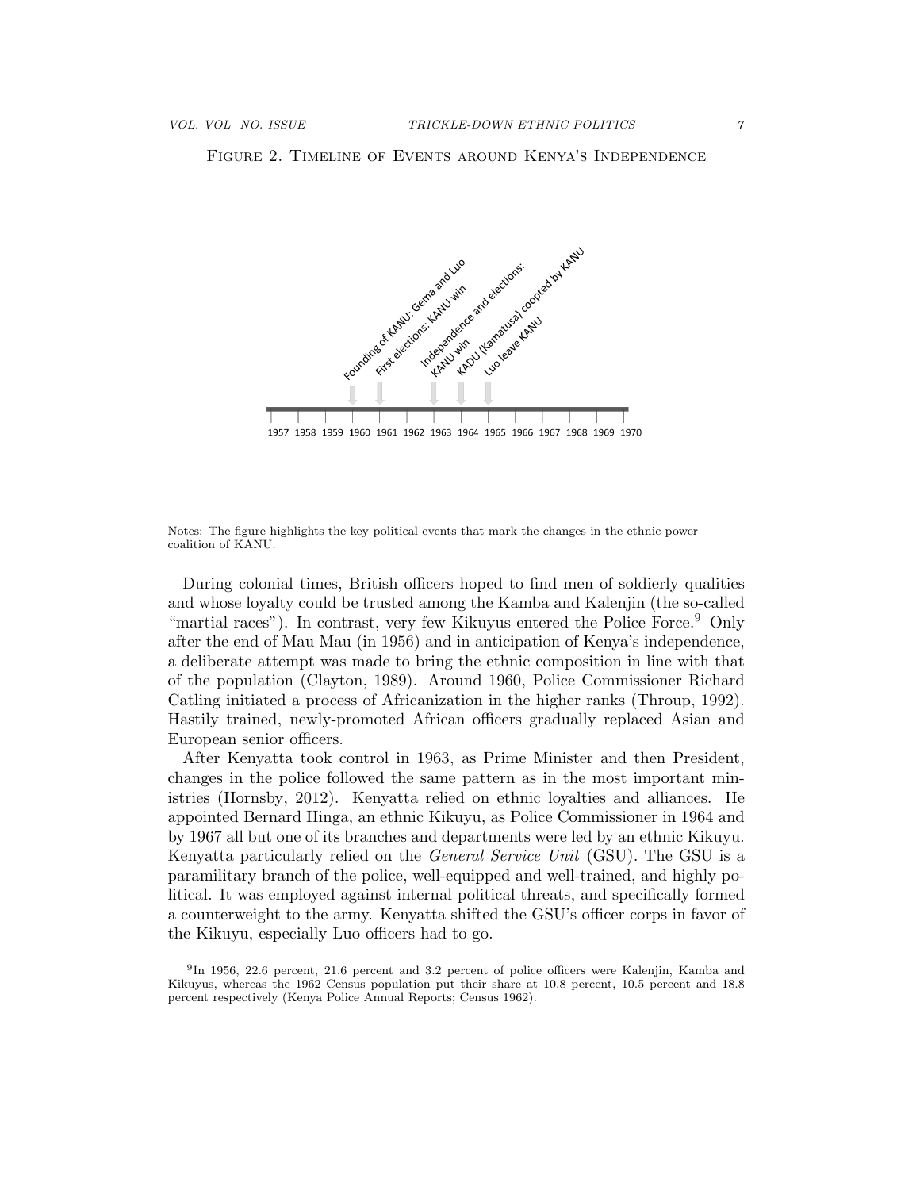Figure 2. Timeline of Events around Kenya's Independence

Founding of KANU: Gema and Luo
First elections: KANU win
Independence and elections: KANU win
KADU (Kamatusa) coopted by KANU
Luo leave KANU

1957 1958 1959 1960 1961 1962 1963 1964 1965 1966 1967 1968 1969 1970

Notes: The figure highlights the key political events that mark the changes in the ethnic power coalition of KANU.

During colonial times, British officers hoped to find men of soldierly qualities and whose loyalty could be trusted among the Kamba and Kalenjin (the so-called "martial races"). In contrast, very few Kikuyus entered the Police Force.[9] Only after the end of Mau Mau (in 1956) and in anticipation of Kenya's independence, a deliberate attempt was made to bring the ethnic composition in line with that of the population (Clayton, 1989). Around 1960, Police Commissioner Richard Catling initiated a process of Africanization in the higher ranks (Throup, 1992). Hastily trained, newly-promoted African officers gradually replaced Asian and European senior officers.

After Kenyatta took control in 1963, as Prime Minister and then President, changes in the police followed the same pattern as in the most important ministries (Hornsby, 2012). Kenyatta relied on ethnic loyalties and alliances. He appointed Bernard Hinga, an ethnic Kikuyu, as Police Commissioner in 1964 and by 1967 all but one of its branches and departments were led by an ethnic Kikuyu. Kenyatta particularly relied on the *General Service Unit* (GSU). The GSU is a paramilitary branch of the police, well-equipped and well-trained, and highly political. It was employed against internal political threats, and specifically formed a counterweight to the army. Kenyatta shifted the GSU's officer corps in favor of the Kikuyu, especially Luo officers had to go.

[9] In 1956, 22.6 percent, 21.6 percent and 3.2 percent of police officers were Kalenjin, Kamba and Kikuyus, whereas the 1962 Census population put their share at 10.8 percent, 10.5 percent and 18.8 percent respectively (Kenya Police Annual Reports; Census 1962).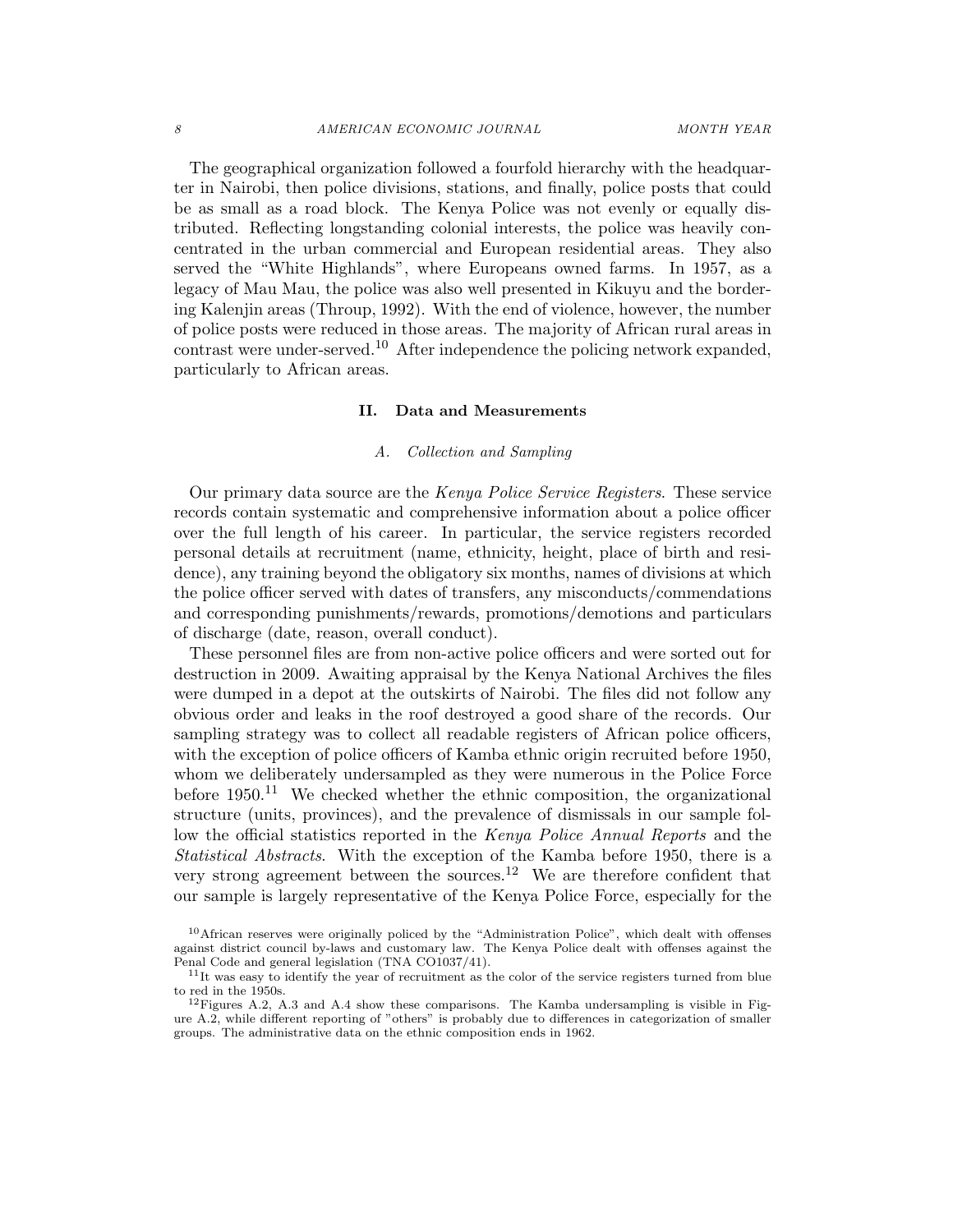The geographical organization followed a fourfold hierarchy with the headquarter in Nairobi, then police divisions, stations, and finally, police posts that could be as small as a road block. The Kenya Police was not evenly or equally distributed. Reflecting longstanding colonial interests, the police was heavily concentrated in the urban commercial and European residential areas. They also served the "White Highlands", where Europeans owned farms. In 1957, as a legacy of Mau Mau, the police was also well presented in Kikuyu and the bordering Kalenjin areas (Throup, 1992). With the end of violence, however, the number of police posts were reduced in those areas. The majority of African rural areas in contrast were under-served.[10] After independence the policing network expanded, particularly to African areas.

## II. Data and Measurements

### A. Collection and Sampling

Our primary data source are the *Kenya Police Service Registers*. These service records contain systematic and comprehensive information about a police officer over the full length of his career. In particular, the service registers recorded personal details at recruitment (name, ethnicity, height, place of birth and residence), any training beyond the obligatory six months, names of divisions at which the police officer served with dates of transfers, any misconducts/commendations and corresponding punishments/rewards, promotions/demotions and particulars of discharge (date, reason, overall conduct).

These personnel files are from non-active police officers and were sorted out for destruction in 2009. Awaiting appraisal by the Kenya National Archives the files were dumped in a depot at the outskirts of Nairobi. The files did not follow any obvious order and leaks in the roof destroyed a good share of the records. Our sampling strategy was to collect all readable registers of African police officers, with the exception of police officers of Kamba ethnic origin recruited before 1950, whom we deliberately undersampled as they were numerous in the Police Force before 1950.[11] We checked whether the ethnic composition, the organizational structure (units, provinces), and the prevalence of dismissals in our sample follow the official statistics reported in the *Kenya Police Annual Reports* and the *Statistical Abstracts*. With the exception of the Kamba before 1950, there is a very strong agreement between the sources.[12] We are therefore confident that our sample is largely representative of the Kenya Police Force, especially for the

[10] African reserves were originally policed by the "Administration Police", which dealt with offenses against district council by-laws and customary law. The Kenya Police dealt with offenses against the Penal Code and general legislation (TNA CO1037/41).

[11] It was easy to identify the year of recruitment as the color of the service registers turned from blue to red in the 1950s.

[12] Figures A.2, A.3 and A.4 show these comparisons. The Kamba undersampling is visible in Figure A.2, while different reporting of "others" is probably due to differences in categorization of smaller groups. The administrative data on the ethnic composition ends in 1962.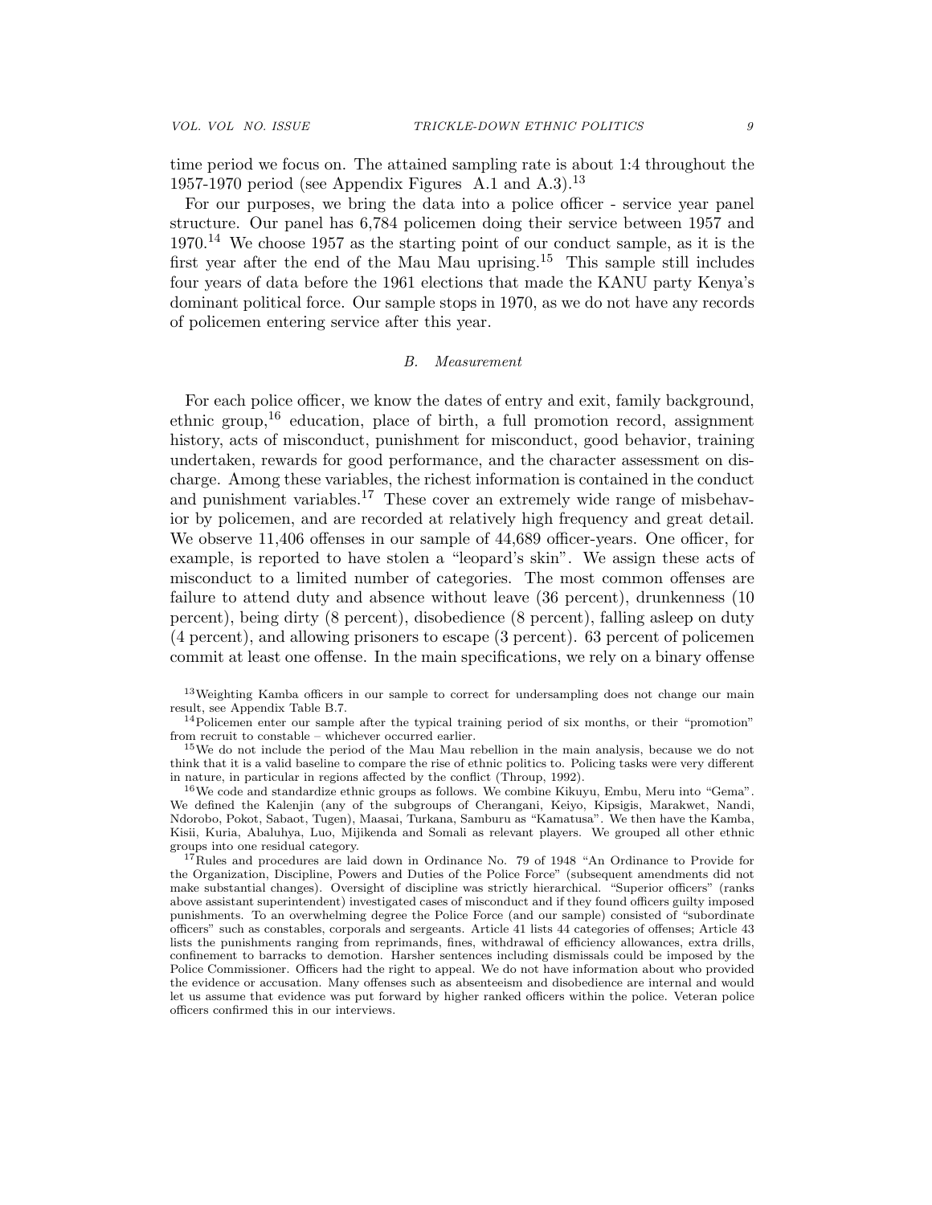time period we focus on. The attained sampling rate is about 1:4 throughout the 1957-1970 period (see Appendix Figures A.1 and A.3).[13]

For our purposes, we bring the data into a police officer - service year panel structure. Our panel has 6,784 policemen doing their service between 1957 and 1970.[14] We choose 1957 as the starting point of our conduct sample, as it is the first year after the end of the Mau Mau uprising.[15] This sample still includes four years of data before the 1961 elections that made the KANU party Kenya's dominant political force. Our sample stops in 1970, as we do not have any records of policemen entering service after this year.

### B. *Measurement*

For each police officer, we know the dates of entry and exit, family background, ethnic group,[16] education, place of birth, a full promotion record, assignment history, acts of misconduct, punishment for misconduct, good behavior, training undertaken, rewards for good performance, and the character assessment on discharge. Among these variables, the richest information is contained in the conduct and punishment variables.[17] These cover an extremely wide range of misbehavior by policemen, and are recorded at relatively high frequency and great detail. We observe 11,406 offenses in our sample of 44,689 officer-years. One officer, for example, is reported to have stolen a "leopard's skin". We assign these acts of misconduct to a limited number of categories. The most common offenses are failure to attend duty and absence without leave (36 percent), drunkenness (10 percent), being dirty (8 percent), disobedience (8 percent), falling asleep on duty (4 percent), and allowing prisoners to escape (3 percent). 63 percent of policemen commit at least one offense. In the main specifications, we rely on a binary offense

---

[13] Weighting Kamba officers in our sample to correct for undersampling does not change our main result, see Appendix Table B.7.

[14] Policemen enter our sample after the typical training period of six months, or their "promotion" from recruit to constable – whichever occurred earlier.

[15] We do not include the period of the Mau Mau rebellion in the main analysis, because we do not think that it is a valid baseline to compare the rise of ethnic politics to. Policing tasks were very different in nature, in particular in regions affected by the conflict (Throup, 1992).

[16] We code and standardize ethnic groups as follows. We combine Kikuyu, Embu, Meru into "Gema". We defined the Kalenjin (any of the subgroups of Cherangani, Keiyo, Kipsigis, Marakwet, Nandi, Ndorobo, Pokot, Sabaot, Tugen), Maasai, Turkana, Samburu as "Kamatusa". We then have the Kamba, Kisii, Kuria, Abaluhya, Luo, Mijikenda and Somali as relevant players. We grouped all other ethnic groups into one residual category.

[17] Rules and procedures are laid down in Ordinance No. 79 of 1948 "An Ordinance to Provide for the Organization, Discipline, Powers and Duties of the Police Force" (subsequent amendments did not make substantial changes). Oversight of discipline was strictly hierarchical. "Superior officers" (ranks above assistant superintendent) investigated cases of misconduct and if they found officers guilty imposed punishments. To an overwhelming degree the Police Force (and our sample) consisted of "subordinate officers" such as constables, corporals and sergeants. Article 41 lists 44 categories of offenses; Article 43 lists the punishments ranging from reprimands, fines, withdrawal of efficiency allowances, extra drills, confinement to barracks to demotion. Harsher sentences including dismissals could be imposed by the Police Commissioner. Officers had the right to appeal. We do not have information about who provided the evidence or accusation. Many offenses such as absenteeism and disobedience are internal and would let us assume that evidence was put forward by higher ranked officers within the police. Veteran police officers confirmed this in our interviews.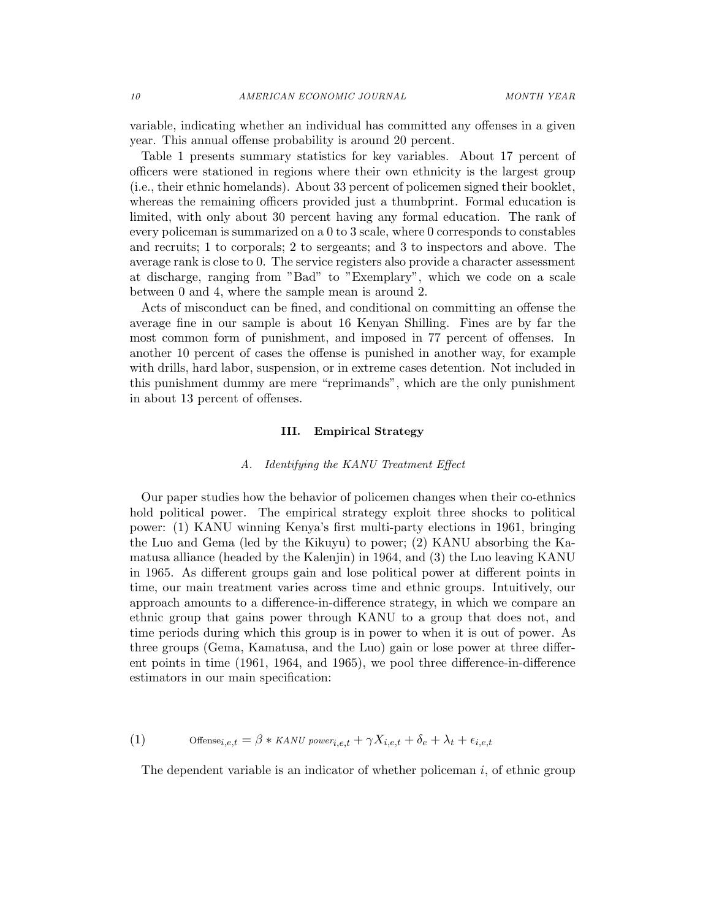variable, indicating whether an individual has committed any offenses in a given year. This annual offense probability is around 20 percent.

Table 1 presents summary statistics for key variables. About 17 percent of officers were stationed in regions where their own ethnicity is the largest group (i.e., their ethnic homelands). About 33 percent of policemen signed their booklet, whereas the remaining officers provided just a thumbprint. Formal education is limited, with only about 30 percent having any formal education. The rank of every policeman is summarized on a 0 to 3 scale, where 0 corresponds to constables and recruits; 1 to corporals; 2 to sergeants; and 3 to inspectors and above. The average rank is close to 0. The service registers also provide a character assessment at discharge, ranging from "Bad" to "Exemplary", which we code on a scale between 0 and 4, where the sample mean is around 2.

Acts of misconduct can be fined, and conditional on committing an offense the average fine in our sample is about 16 Kenyan Shilling. Fines are by far the most common form of punishment, and imposed in 77 percent of offenses. In another 10 percent of cases the offense is punished in another way, for example with drills, hard labor, suspension, or in extreme cases detention. Not included in this punishment dummy are mere "reprimands", which are the only punishment in about 13 percent of offenses.

## III. Empirical Strategy

### A. Identifying the KANU Treatment Effect

Our paper studies how the behavior of policemen changes when their co-ethnics hold political power. The empirical strategy exploit three shocks to political power: (1) KANU winning Kenya's first multi-party elections in 1961, bringing the Luo and Gema (led by the Kikuyu) to power; (2) KANU absorbing the Kamatusa alliance (headed by the Kalenjin) in 1964, and (3) the Luo leaving KANU in 1965. As different groups gain and lose political power at different points in time, our main treatment varies across time and ethnic groups. Intuitively, our approach amounts to a difference-in-difference strategy, in which we compare an ethnic group that gains power through KANU to a group that does not, and time periods during which this group is in power to when it is out of power. As three groups (Gema, Kamatusa, and the Luo) gain or lose power at three different points in time (1961, 1964, and 1965), we pool three difference-in-difference estimators in our main specification:

$$\text{Offense}_{i,e,t} = \beta * \textit{KANU power}_{i,e,t} + \gamma X_{i,e,t} + \delta_e + \lambda_t + \epsilon_{i,e,t} \tag{1}$$

The dependent variable is an indicator of whether policeman $i$, of ethnic group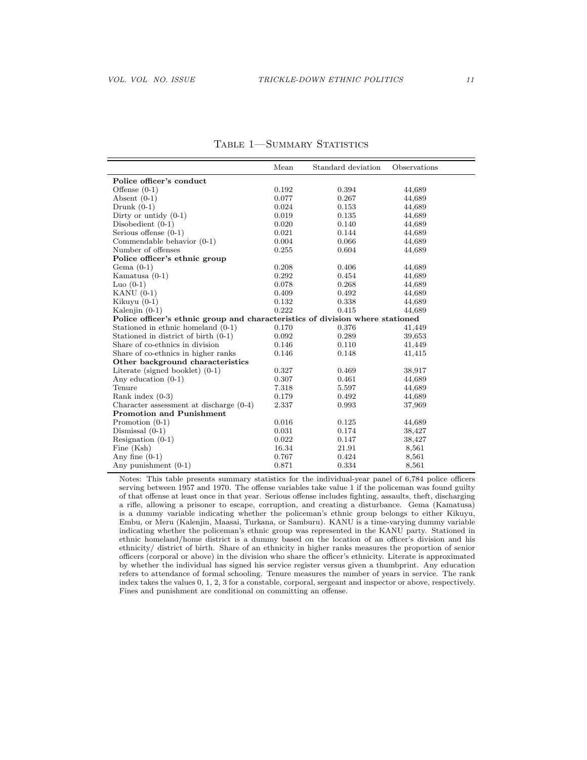Table 1—Summary Statistics

| | Mean | Standard deviation | Observations |
|---|---|---|---|
| **Police officer's conduct** | | | |
| Offense (0-1) | 0.192 | 0.394 | 44,689 |
| Absent (0-1) | 0.077 | 0.267 | 44,689 |
| Drunk (0-1) | 0.024 | 0.153 | 44,689 |
| Dirty or untidy (0-1) | 0.019 | 0.135 | 44,689 |
| Disobedient (0-1) | 0.020 | 0.140 | 44,689 |
| Serious offense (0-1) | 0.021 | 0.144 | 44,689 |
| Commendable behavior (0-1) | 0.004 | 0.066 | 44,689 |
| Number of offenses | 0.255 | 0.604 | 44,689 |
| **Police officer's ethnic group** | | | |
| Gema (0-1) | 0.208 | 0.406 | 44,689 |
| Kamatusa (0-1) | 0.292 | 0.454 | 44,689 |
| Luo (0-1) | 0.078 | 0.268 | 44,689 |
| KANU (0-1) | 0.409 | 0.492 | 44,689 |
| Kikuyu (0-1) | 0.132 | 0.338 | 44,689 |
| Kalenjin (0-1) | 0.222 | 0.415 | 44,689 |
| **Police officer's ethnic group and characteristics of division where stationed** | | | |
| Stationed in ethnic homeland (0-1) | 0.170 | 0.376 | 41,449 |
| Stationed in district of birth (0-1) | 0.092 | 0.289 | 39,653 |
| Share of co-ethnics in division | 0.146 | 0.110 | 41,449 |
| Share of co-ethnics in higher ranks | 0.146 | 0.148 | 41,415 |
| **Other background characteristics** | | | |
| Literate (signed booklet) (0-1) | 0.327 | 0.469 | 38,917 |
| Any education (0-1) | 0.307 | 0.461 | 44,689 |
| Tenure | 7.318 | 5.597 | 44,689 |
| Rank index (0-3) | 0.179 | 0.492 | 44,689 |
| Character assessment at discharge (0-4) | 2.337 | 0.993 | 37,969 |
| **Promotion and Punishment** | | | |
| Promotion (0-1) | 0.016 | 0.125 | 44,689 |
| Dismissal (0-1) | 0.031 | 0.174 | 38,427 |
| Resignation (0-1) | 0.022 | 0.147 | 38,427 |
| Fine (Ksh) | 16.34 | 21.91 | 8,561 |
| Any fine (0-1) | 0.767 | 0.424 | 8,561 |
| Any punishment (0-1) | 0.871 | 0.334 | 8,561 |

Notes: This table presents summary statistics for the individual-year panel of 6,784 police officers serving between 1957 and 1970. The offense variables take value 1 if the policeman was found guilty of that offense at least once in that year. Serious offense includes fighting, assaults, theft, discharging a rifle, allowing a prisoner to escape, corruption, and creating a disturbance. Gema (Kamatusa) is a dummy variable indicating whether the policeman's ethnic group belongs to either Kikuyu, Embu, or Meru (Kalenjin, Maasai, Turkana, or Samburu). KANU is a time-varying dummy variable indicating whether the policeman's ethnic group was represented in the KANU party. Stationed in ethnic homeland/home district is a dummy based on the location of an officer's division and his ethnicity/ district of birth. Share of an ethnicity in higher ranks measures the proportion of senior officers (corporal or above) in the division who share the officer's ethnicity. Literate is approximated by whether the individual has signed his service register versus given a thumbprint. Any education refers to attendance of formal schooling. Tenure measures the number of years in service. The rank index takes the values 0, 1, 2, 3 for a constable, corporal, sergeant and inspector or above, respectively. Fines and punishment are conditional on committing an offense.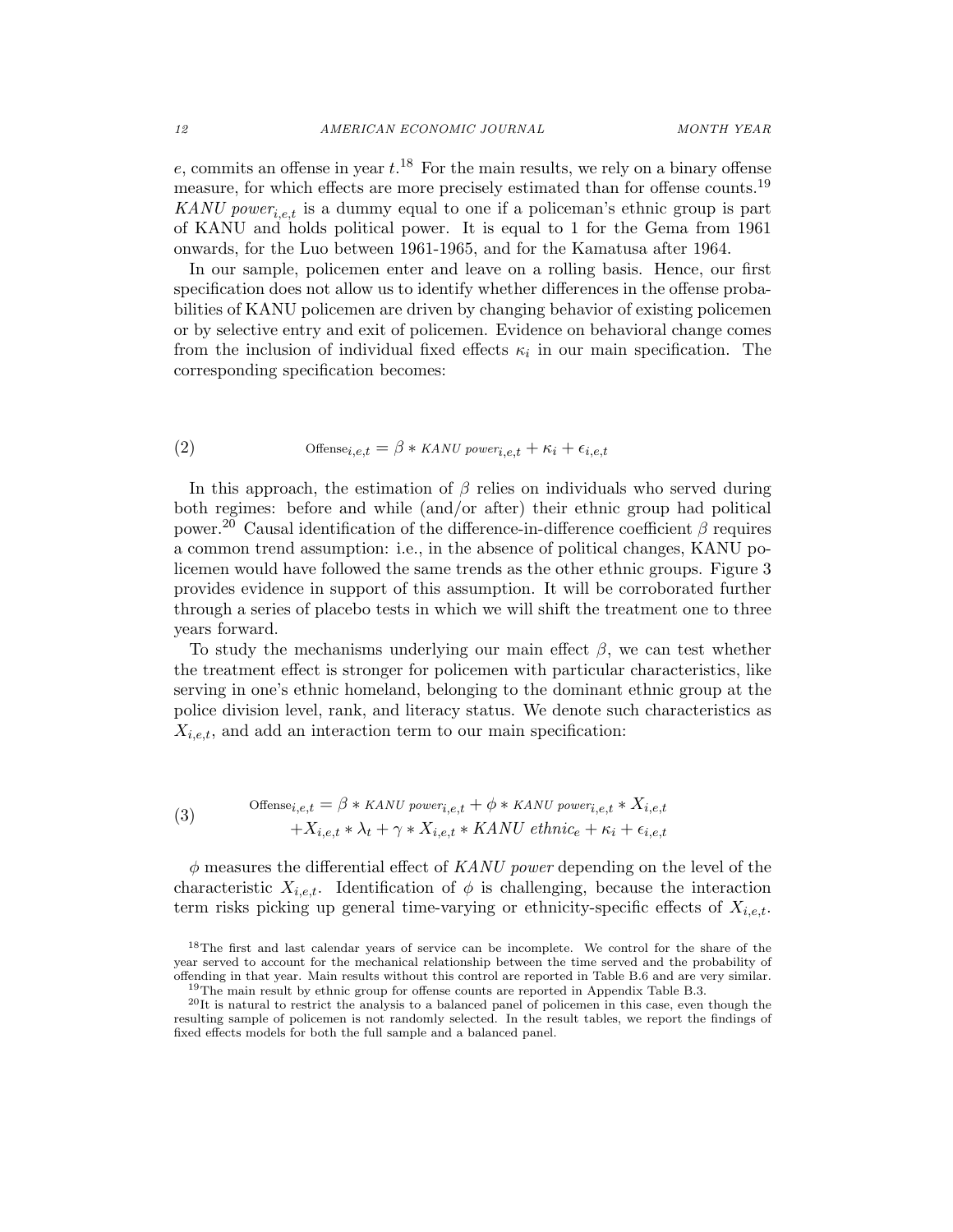$e$, commits an offense in year $t$.[18] For the main results, we rely on a binary offense measure, for which effects are more precisely estimated than for offense counts.[19] $KANU\ power_{i,e,t}$ is a dummy equal to one if a policeman's ethnic group is part of KANU and holds political power. It is equal to 1 for the Gema from 1961 onwards, for the Luo between 1961-1965, and for the Kamatusa after 1964.

In our sample, policemen enter and leave on a rolling basis. Hence, our first specification does not allow us to identify whether differences in the offense probabilities of KANU policemen are driven by changing behavior of existing policemen or by selective entry and exit of policemen. Evidence on behavioral change comes from the inclusion of individual fixed effects $\kappa_i$ in our main specification. The corresponding specification becomes:

$$\text{Offense}_{i,e,t} = \beta * \textit{KANU power}_{i,e,t} + \kappa_i + \epsilon_{i,e,t} \tag{2}$$

In this approach, the estimation of $\beta$ relies on individuals who served during both regimes: before and while (and/or after) their ethnic group had political power.[20] Causal identification of the difference-in-difference coefficient $\beta$ requires a common trend assumption: i.e., in the absence of political changes, KANU policemen would have followed the same trends as the other ethnic groups. Figure 3 provides evidence in support of this assumption. It will be corroborated further through a series of placebo tests in which we will shift the treatment one to three years forward.

To study the mechanisms underlying our main effect $\beta$, we can test whether the treatment effect is stronger for policemen with particular characteristics, like serving in one's ethnic homeland, belonging to the dominant ethnic group at the police division level, rank, and literacy status. We denote such characteristics as $X_{i,e,t}$, and add an interaction term to our main specification:

$$\begin{aligned} \text{Offense}_{i,e,t} = \beta * \textit{KANU power}_{i,e,t} + \phi * \textit{KANU power}_{i,e,t} * X_{i,e,t} \\ + X_{i,e,t} * \lambda_t + \gamma * X_{i,e,t} * \textit{KANU ethnic}_e + \kappa_i + \epsilon_{i,e,t} \end{aligned} \tag{3}$$

$\phi$ measures the differential effect of *KANU power* depending on the level of the characteristic $X_{i,e,t}$. Identification of $\phi$ is challenging, because the interaction term risks picking up general time-varying or ethnicity-specific effects of $X_{i,e,t}$.

[18] The first and last calendar years of service can be incomplete. We control for the share of the year served to account for the mechanical relationship between the time served and the probability of offending in that year. Main results without this control are reported in Table B.6 and are very similar.

[19] The main result by ethnic group for offense counts are reported in Appendix Table B.3.

[20] It is natural to restrict the analysis to a balanced panel of policemen in this case, even though the resulting sample of policemen is not randomly selected. In the result tables, we report the findings of fixed effects models for both the full sample and a balanced panel.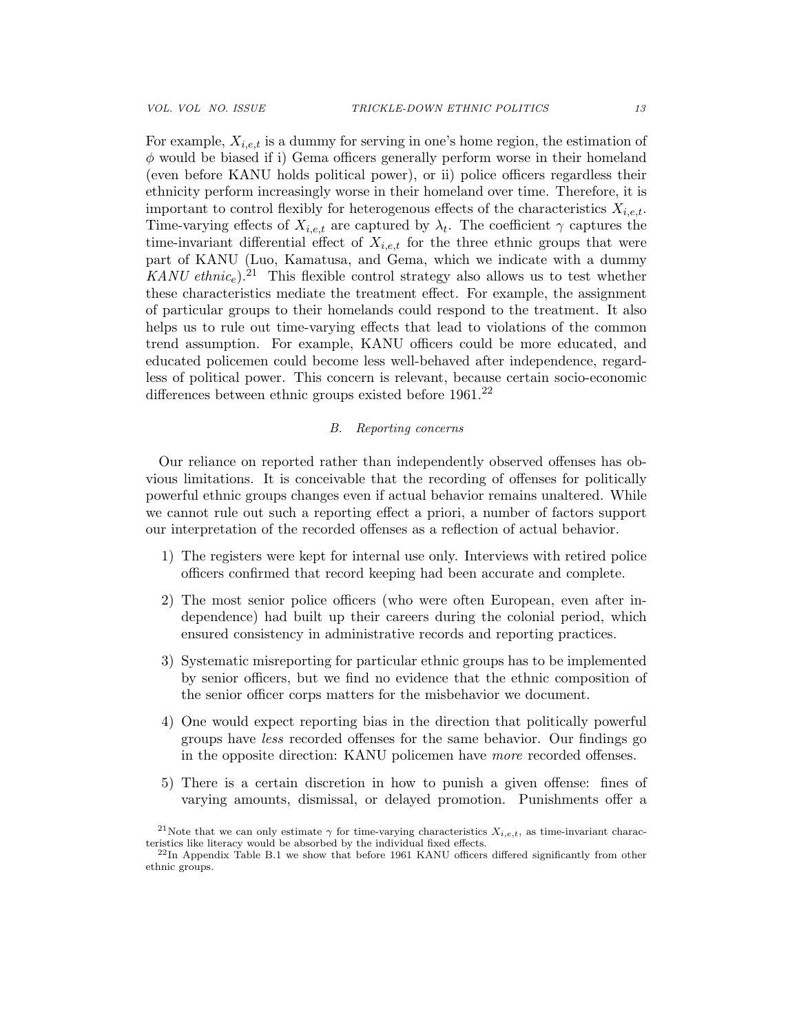For example, $X_{i,e,t}$ is a dummy for serving in one's home region, the estimation of $\phi$ would be biased if i) Gema officers generally perform worse in their homeland (even before KANU holds political power), or ii) police officers regardless their ethnicity perform increasingly worse in their homeland over time. Therefore, it is important to control flexibly for heterogenous effects of the characteristics $X_{i,e,t}$. Time-varying effects of $X_{i,e,t}$ are captured by $\lambda_t$. The coefficient $\gamma$ captures the time-invariant differential effect of $X_{i,e,t}$ for the three ethnic groups that were part of KANU (Luo, Kamatusa, and Gema, which we indicate with a dummy $KANU\ ethnic_e$).[21] This flexible control strategy also allows us to test whether these characteristics mediate the treatment effect. For example, the assignment of particular groups to their homelands could respond to the treatment. It also helps us to rule out time-varying effects that lead to violations of the common trend assumption. For example, KANU officers could be more educated, and educated policemen could become less well-behaved after independence, regardless of political power. This concern is relevant, because certain socio-economic differences between ethnic groups existed before 1961.[22]

### B. *Reporting concerns*

Our reliance on reported rather than independently observed offenses has obvious limitations. It is conceivable that the recording of offenses for politically powerful ethnic groups changes even if actual behavior remains unaltered. While we cannot rule out such a reporting effect a priori, a number of factors support our interpretation of the recorded offenses as a reflection of actual behavior.

1) The registers were kept for internal use only. Interviews with retired police officers confirmed that record keeping had been accurate and complete.
2) The most senior police officers (who were often European, even after independence) had built up their careers during the colonial period, which ensured consistency in administrative records and reporting practices.
3) Systematic misreporting for particular ethnic groups has to be implemented by senior officers, but we find no evidence that the ethnic composition of the senior officer corps matters for the misbehavior we document.
4) One would expect reporting bias in the direction that politically powerful groups have *less* recorded offenses for the same behavior. Our findings go in the opposite direction: KANU policemen have *more* recorded offenses.
5) There is a certain discretion in how to punish a given offense: fines of varying amounts, dismissal, or delayed promotion. Punishments offer a

[21] Note that we can only estimate $\gamma$ for time-varying characteristics $X_{i,e,t}$, as time-invariant characteristics like literacy would be absorbed by the individual fixed effects.

[22] In Appendix Table B.1 we show that before 1961 KANU officers differed significantly from other ethnic groups.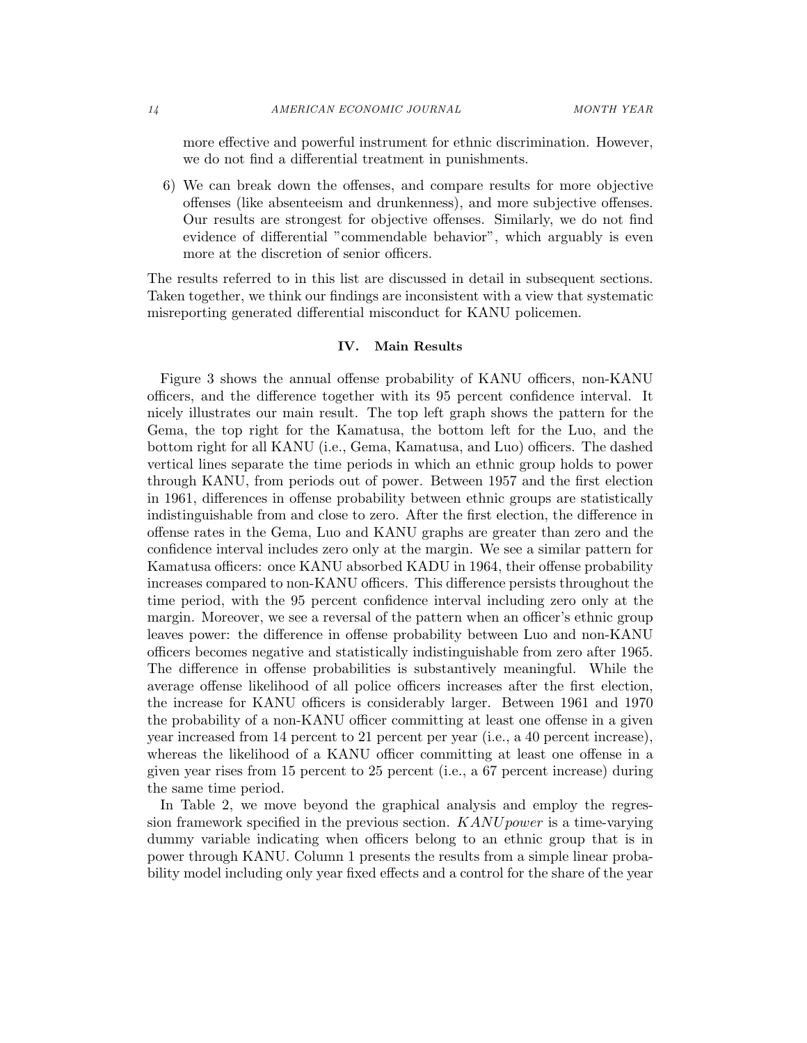more effective and powerful instrument for ethnic discrimination. However, we do not find a differential treatment in punishments.

6) We can break down the offenses, and compare results for more objective offenses (like absenteeism and drunkenness), and more subjective offenses. Our results are strongest for objective offenses. Similarly, we do not find evidence of differential "commendable behavior", which arguably is even more at the discretion of senior officers.

The results referred to in this list are discussed in detail in subsequent sections. Taken together, we think our findings are inconsistent with a view that systematic misreporting generated differential misconduct for KANU policemen.

## IV. Main Results

Figure 3 shows the annual offense probability of KANU officers, non-KANU officers, and the difference together with its 95 percent confidence interval. It nicely illustrates our main result. The top left graph shows the pattern for the Gema, the top right for the Kamatusa, the bottom left for the Luo, and the bottom right for all KANU (i.e., Gema, Kamatusa, and Luo) officers. The dashed vertical lines separate the time periods in which an ethnic group holds to power through KANU, from periods out of power. Between 1957 and the first election in 1961, differences in offense probability between ethnic groups are statistically indistinguishable from and close to zero. After the first election, the difference in offense rates in the Gema, Luo and KANU graphs are greater than zero and the confidence interval includes zero only at the margin. We see a similar pattern for Kamatusa officers: once KANU absorbed KADU in 1964, their offense probability increases compared to non-KANU officers. This difference persists throughout the time period, with the 95 percent confidence interval including zero only at the margin. Moreover, we see a reversal of the pattern when an officer's ethnic group leaves power: the difference in offense probability between Luo and non-KANU officers becomes negative and statistically indistinguishable from zero after 1965. The difference in offense probabilities is substantively meaningful. While the average offense likelihood of all police officers increases after the first election, the increase for KANU officers is considerably larger. Between 1961 and 1970 the probability of a non-KANU officer committing at least one offense in a given year increased from 14 percent to 21 percent per year (i.e., a 40 percent increase), whereas the likelihood of a KANU officer committing at least one offense in a given year rises from 15 percent to 25 percent (i.e., a 67 percent increase) during the same time period.

In Table 2, we move beyond the graphical analysis and employ the regression framework specified in the previous section. $KANUpower$ is a time-varying dummy variable indicating when officers belong to an ethnic group that is in power through KANU. Column 1 presents the results from a simple linear probability model including only year fixed effects and a control for the share of the year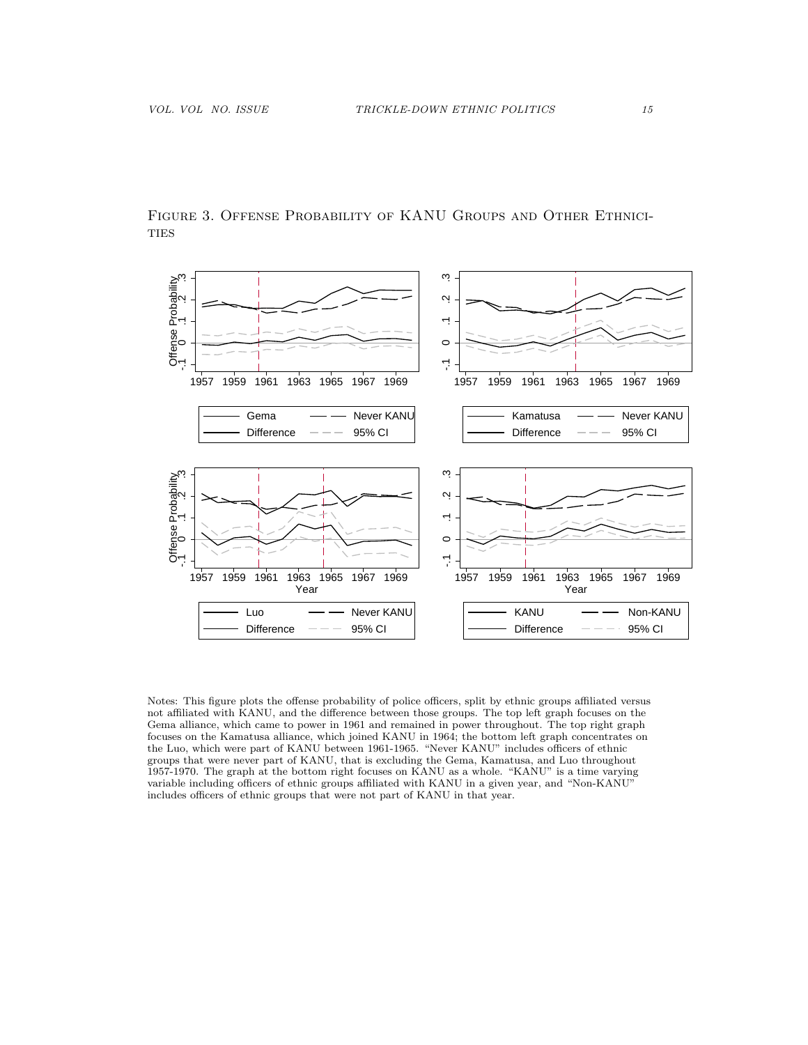FIGURE 3. OFFENSE PROBABILITY OF KANU GROUPS AND OTHER ETHNICITIES

Notes: This figure plots the offense probability of police officers, split by ethnic groups affiliated versus not affiliated with KANU, and the difference between those groups. The top left graph focuses on the Gema alliance, which came to power in 1961 and remained in power throughout. The top right graph focuses on the Kamatusa alliance, which joined KANU in 1964; the bottom left graph concentrates on the Luo, which were part of KANU between 1961-1965. "Never KANU" includes officers of ethnic groups that were never part of KANU, that is excluding the Gema, Kamatusa, and Luo throughout 1957-1970. The graph at the bottom right focuses on KANU as a whole. "KANU" is a time varying variable including officers of ethnic groups affiliated with KANU in a given year, and "Non-KANU" includes officers of ethnic groups that were not part of KANU in that year.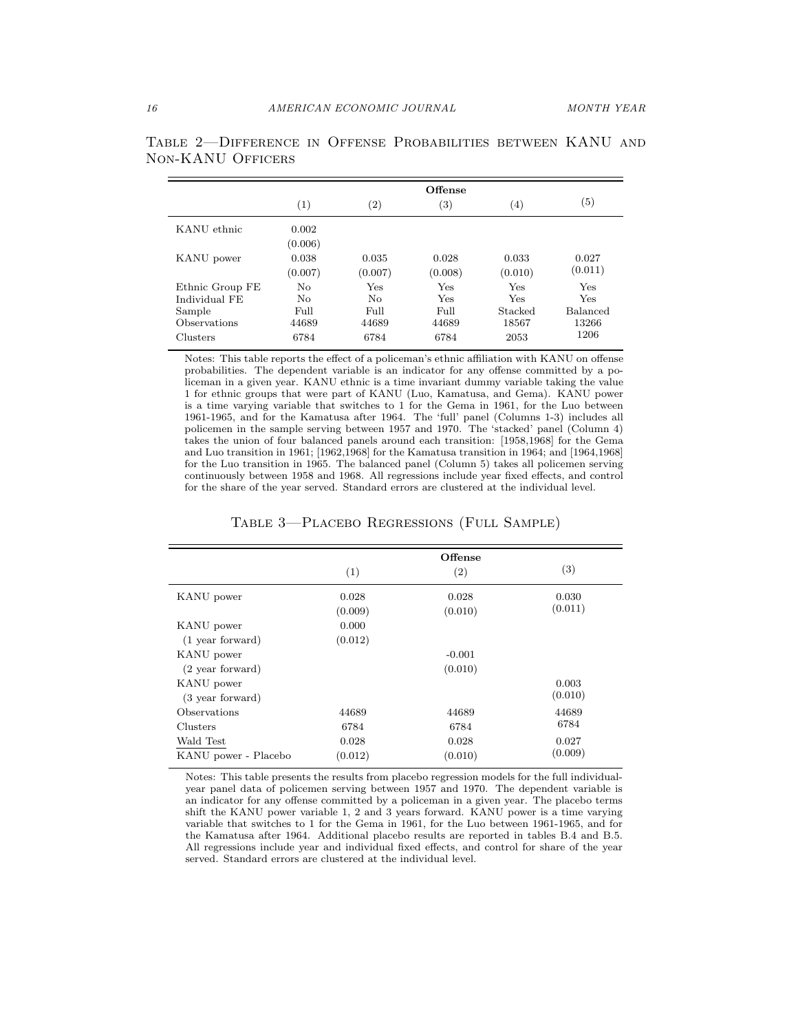Table 2—Difference in Offense Probabilities between KANU and Non-KANU Officers

| | Offense | | | | |
|---|---|---|---|---|---|
| | (1) | (2) | (3) | (4) | (5) |
| KANU ethnic | 0.002 | | | | |
| | (0.006) | | | | |
| KANU power | 0.038 | 0.035 | 0.028 | 0.033 | 0.027 |
| | (0.007) | (0.007) | (0.008) | (0.010) | (0.011) |
| Ethnic Group FE | No | Yes | Yes | Yes | Yes |
| Individual FE | No | No | Yes | Yes | Yes |
| Sample | Full | Full | Full | Stacked | Balanced |
| Observations | 44689 | 44689 | 44689 | 18567 | 13266 |
| Clusters | 6784 | 6784 | 6784 | 2053 | 1206 |

Notes: This table reports the effect of a policeman's ethnic affiliation with KANU on offense probabilities. The dependent variable is an indicator for any offense committed by a policeman in a given year. KANU ethnic is a time invariant dummy variable taking the value 1 for ethnic groups that were part of KANU (Luo, Kamatusa, and Gema). KANU power is a time varying variable that switches to 1 for the Gema in 1961, for the Luo between 1961-1965, and for the Kamatusa after 1964. The 'full' panel (Columns 1-3) includes all policemen in the sample serving between 1957 and 1970. The 'stacked' panel (Column 4) takes the union of four balanced panels around each transition: [1958,1968] for the Gema and Luo transition in 1961; [1962,1968] for the Kamatusa transition in 1964; and [1964,1968] for the Luo transition in 1965. The balanced panel (Column 5) takes all policemen serving continuously between 1958 and 1968. All regressions include year fixed effects, and control for the share of the year served. Standard errors are clustered at the individual level.

Table 3—Placebo Regressions (Full Sample)

| | Offense | | |
|---|---|---|---|
| | (1) | (2) | (3) |
| KANU power | 0.028 | 0.028 | 0.030 |
| | (0.009) | (0.010) | (0.011) |
| KANU power | 0.000 | | |
| (1 year forward) | (0.012) | | |
| KANU power | | -0.001 | |
| (2 year forward) | | (0.010) | |
| KANU power | | | 0.003 |
| (3 year forward) | | | (0.010) |
| Observations | 44689 | 44689 | 44689 |
| Clusters | 6784 | 6784 | 6784 |
| Wald Test | 0.028 | 0.028 | 0.027 |
| KANU power - Placebo | (0.012) | (0.010) | (0.009) |

Notes: This table presents the results from placebo regression models for the full individual-year panel data of policemen serving between 1957 and 1970. The dependent variable is an indicator for any offense committed by a policeman in a given year. The placebo terms shift the KANU power variable 1, 2 and 3 years forward. KANU power is a time varying variable that switches to 1 for the Gema in 1961, for the Luo between 1961-1965, and for the Kamatusa after 1964. Additional placebo results are reported in tables B.4 and B.5. All regressions include year and individual fixed effects, and control for share of the year served. Standard errors are clustered at the individual level.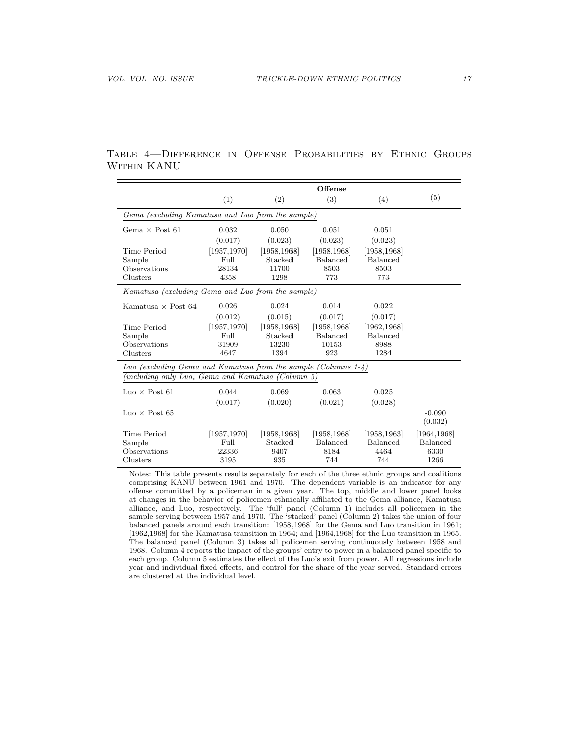TABLE 4—DIFFERENCE IN OFFENSE PROBABILITIES BY ETHNIC GROUPS WITHIN KANU

| | Offense | | | | |
|---|---|---|---|---|---|
| | (1) | (2) | (3) | (4) | (5) |
| *Gema (excluding Kamatusa and Luo from the sample)* | | | | | |
| Gema × Post 61 | 0.032 | 0.050 | 0.051 | 0.051 | |
| | (0.017) | (0.023) | (0.023) | (0.023) | |
| Time Period | [1957,1970] | [1958,1968] | [1958,1968] | [1958,1968] | |
| Sample | Full | Stacked | Balanced | Balanced | |
| Observations | 28134 | 11700 | 8503 | 8503 | |
| Clusters | 4358 | 1298 | 773 | 773 | |
| *Kamatusa (excluding Gema and Luo from the sample)* | | | | | |
| Kamatusa × Post 64 | 0.026 | 0.024 | 0.014 | 0.022 | |
| | (0.012) | (0.015) | (0.017) | (0.017) | |
| Time Period | [1957,1970] | [1958,1968] | [1958,1968] | [1962,1968] | |
| Sample | Full | Stacked | Balanced | Balanced | |
| Observations | 31909 | 13230 | 10153 | 8988 | |
| Clusters | 4647 | 1394 | 923 | 1284 | |
| *Luo (excluding Gema and Kamatusa from the sample (Columns 1-4) (including only Luo, Gema and Kamatusa (Column 5)* | | | | | |
| Luo × Post 61 | 0.044 | 0.069 | 0.063 | 0.025 | |
| | (0.017) | (0.020) | (0.021) | (0.028) | |
| Luo × Post 65 | | | | | -0.090 |
| | | | | | (0.032) |
| Time Period | [1957,1970] | [1958,1968] | [1958,1968] | [1958,1963] | [1964,1968] |
| Sample | Full | Stacked | Balanced | Balanced | Balanced |
| Observations | 22336 | 9407 | 8184 | 4464 | 6330 |
| Clusters | 3195 | 935 | 744 | 744 | 1266 |

Notes: This table presents results separately for each of the three ethnic groups and coalitions comprising KANU between 1961 and 1970. The dependent variable is an indicator for any offense committed by a policeman in a given year. The top, middle and lower panel looks at changes in the behavior of policemen ethnically affiliated to the Gema alliance, Kamatusa alliance, and Luo, respectively. The 'full' panel (Column 1) includes all policemen in the sample serving between 1957 and 1970. The 'stacked' panel (Column 2) takes the union of four balanced panels around each transition: [1958,1968] for the Gema and Luo transition in 1961; [1962,1968] for the Kamatusa transition in 1964; and [1964,1968] for the Luo transition in 1965. The balanced panel (Column 3) takes all policemen serving continuously between 1958 and 1968. Column 4 reports the impact of the groups' entry to power in a balanced panel specific to each group. Column 5 estimates the effect of the Luo's exit from power. All regressions include year and individual fixed effects, and control for the share of the year served. Standard errors are clustered at the individual level.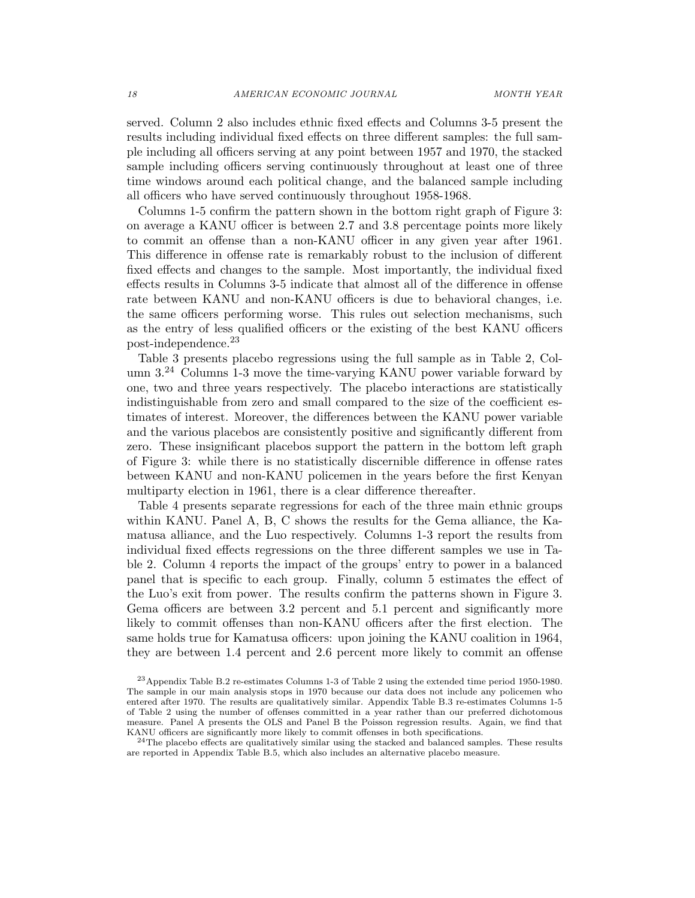served. Column 2 also includes ethnic fixed effects and Columns 3-5 present the results including individual fixed effects on three different samples: the full sample including all officers serving at any point between 1957 and 1970, the stacked sample including officers serving continuously throughout at least one of three time windows around each political change, and the balanced sample including all officers who have served continuously throughout 1958-1968.

Columns 1-5 confirm the pattern shown in the bottom right graph of Figure 3: on average a KANU officer is between 2.7 and 3.8 percentage points more likely to commit an offense than a non-KANU officer in any given year after 1961. This difference in offense rate is remarkably robust to the inclusion of different fixed effects and changes to the sample. Most importantly, the individual fixed effects results in Columns 3-5 indicate that almost all of the difference in offense rate between KANU and non-KANU officers is due to behavioral changes, i.e. the same officers performing worse. This rules out selection mechanisms, such as the entry of less qualified officers or the existing of the best KANU officers post-independence.[23]

Table 3 presents placebo regressions using the full sample as in Table 2, Column 3.[24] Columns 1-3 move the time-varying KANU power variable forward by one, two and three years respectively. The placebo interactions are statistically indistinguishable from zero and small compared to the size of the coefficient estimates of interest. Moreover, the differences between the KANU power variable and the various placebos are consistently positive and significantly different from zero. These insignificant placebos support the pattern in the bottom left graph of Figure 3: while there is no statistically discernible difference in offense rates between KANU and non-KANU policemen in the years before the first Kenyan multiparty election in 1961, there is a clear difference thereafter.

Table 4 presents separate regressions for each of the three main ethnic groups within KANU. Panel A, B, C shows the results for the Gema alliance, the Kamatusa alliance, and the Luo respectively. Columns 1-3 report the results from individual fixed effects regressions on the three different samples we use in Table 2. Column 4 reports the impact of the groups' entry to power in a balanced panel that is specific to each group. Finally, column 5 estimates the effect of the Luo's exit from power. The results confirm the patterns shown in Figure 3. Gema officers are between 3.2 percent and 5.1 percent and significantly more likely to commit offenses than non-KANU officers after the first election. The same holds true for Kamatusa officers: upon joining the KANU coalition in 1964, they are between 1.4 percent and 2.6 percent more likely to commit an offense

[23] Appendix Table B.2 re-estimates Columns 1-3 of Table 2 using the extended time period 1950-1980. The sample in our main analysis stops in 1970 because our data does not include any policemen who entered after 1970. The results are qualitatively similar. Appendix Table B.3 re-estimates Columns 1-5 of Table 2 using the number of offenses committed in a year rather than our preferred dichotomous measure. Panel A presents the OLS and Panel B the Poisson regression results. Again, we find that KANU officers are significantly more likely to commit offenses in both specifications.

[24] The placebo effects are qualitatively similar using the stacked and balanced samples. These results are reported in Appendix Table B.5, which also includes an alternative placebo measure.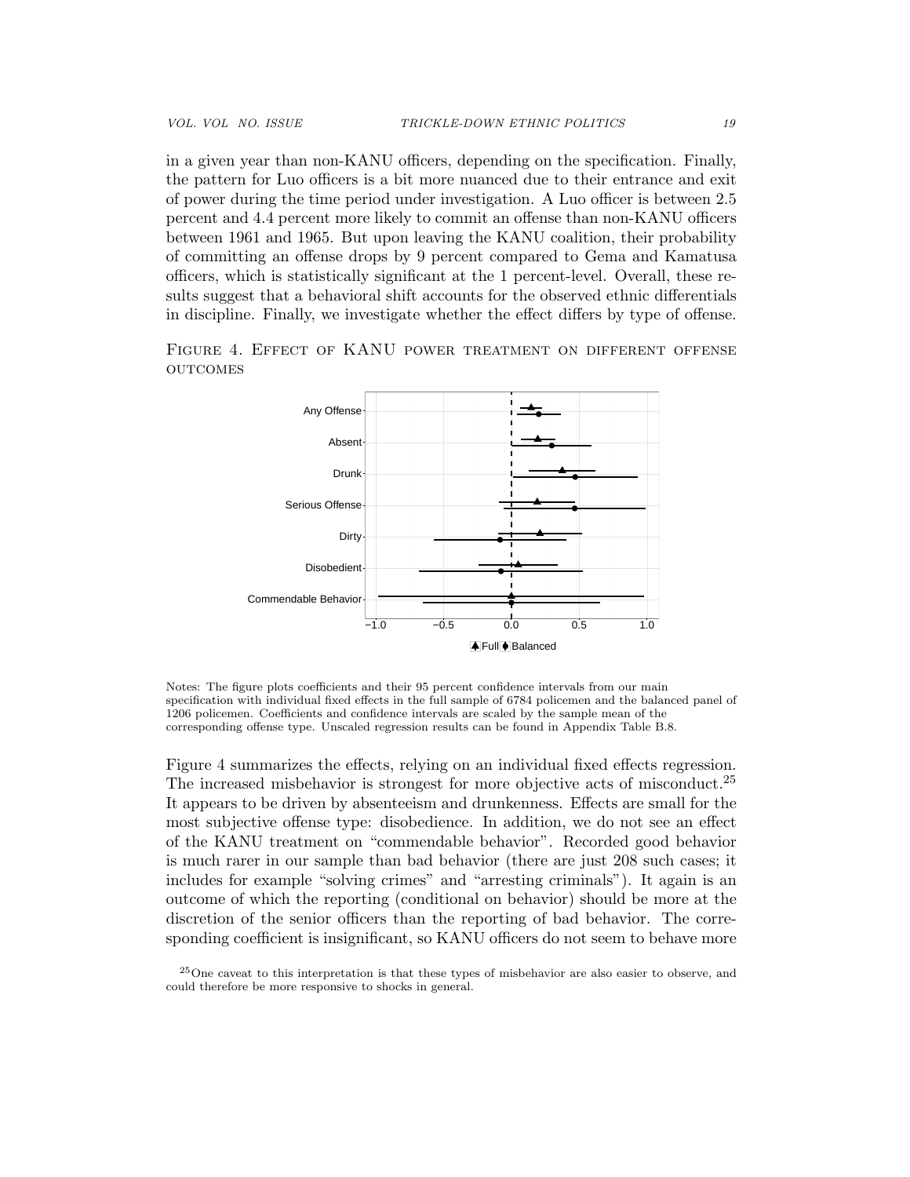in a given year than non-KANU officers, depending on the specification. Finally, the pattern for Luo officers is a bit more nuanced due to their entrance and exit of power during the time period under investigation. A Luo officer is between 2.5 percent and 4.4 percent more likely to commit an offense than non-KANU officers between 1961 and 1965. But upon leaving the KANU coalition, their probability of committing an offense drops by 9 percent compared to Gema and Kamatusa officers, which is statistically significant at the 1 percent-level. Overall, these results suggest that a behavioral shift accounts for the observed ethnic differentials in discipline. Finally, we investigate whether the effect differs by type of offense.

FIGURE 4. EFFECT OF KANU POWER TREATMENT ON DIFFERENT OFFENSE OUTCOMES

Notes: The figure plots coefficients and their 95 percent confidence intervals from our main specification with individual fixed effects in the full sample of 6784 policemen and the balanced panel of 1206 policemen. Coefficients and confidence intervals are scaled by the sample mean of the corresponding offense type. Unscaled regression results can be found in Appendix Table B.8.

Figure 4 summarizes the effects, relying on an individual fixed effects regression. The increased misbehavior is strongest for more objective acts of misconduct.[25] It appears to be driven by absenteeism and drunkenness. Effects are small for the most subjective offense type: disobedience. In addition, we do not see an effect of the KANU treatment on "commendable behavior". Recorded good behavior is much rarer in our sample than bad behavior (there are just 208 such cases; it includes for example "solving crimes" and "arresting criminals"). It again is an outcome of which the reporting (conditional on behavior) should be more at the discretion of the senior officers than the reporting of bad behavior. The corresponding coefficient is insignificant, so KANU officers do not seem to behave more

[25] One caveat to this interpretation is that these types of misbehavior are also easier to observe, and could therefore be more responsive to shocks in general.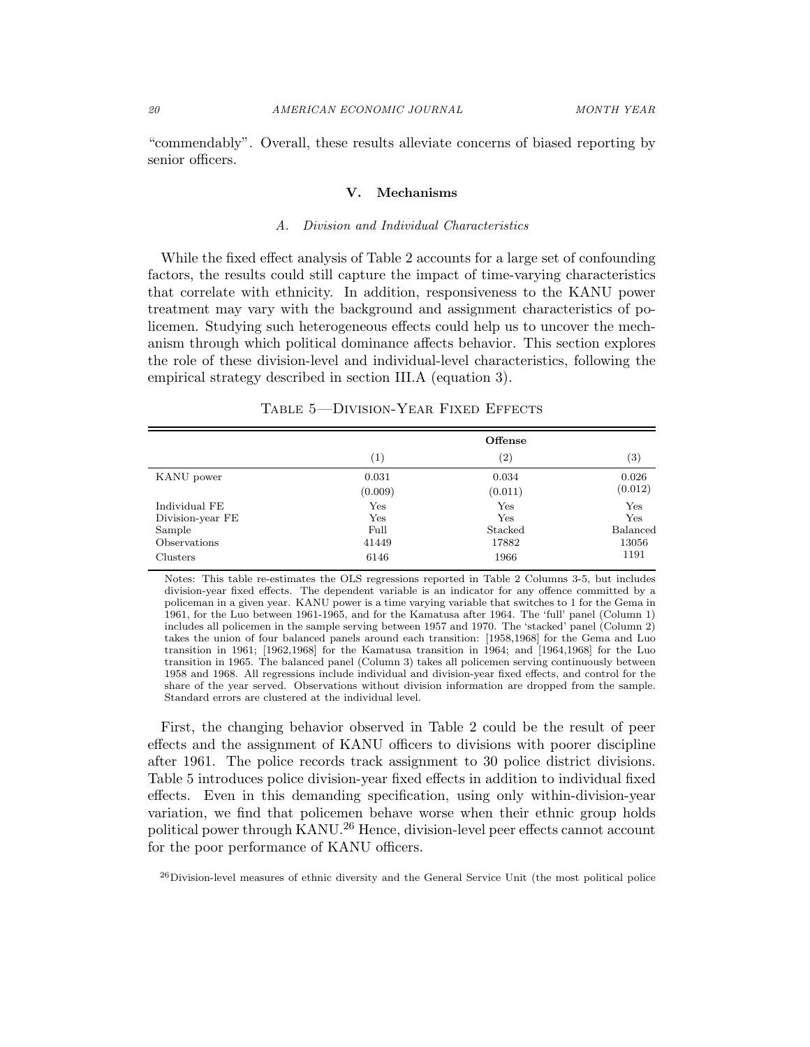"commendably". Overall, these results alleviate concerns of biased reporting by senior officers.

## V. Mechanisms

### A. Division and Individual Characteristics

While the fixed effect analysis of Table 2 accounts for a large set of confounding factors, the results could still capture the impact of time-varying characteristics that correlate with ethnicity. In addition, responsiveness to the KANU power treatment may vary with the background and assignment characteristics of policemen. Studying such heterogeneous effects could help us to uncover the mechanism through which political dominance affects behavior. This section explores the role of these division-level and individual-level characteristics, following the empirical strategy described in section III.A (equation 3).

Table 5—Division-Year Fixed Effects

| | Offense | | |
|---|---|---|---|
| | (1) | (2) | (3) |
| KANU power | 0.031 | 0.034 | 0.026 |
| | (0.009) | (0.011) | (0.012) |
| Individual FE | Yes | Yes | Yes |
| Division-year FE | Yes | Yes | Yes |
| Sample | Full | Stacked | Balanced |
| Observations | 41449 | 17882 | 13056 |
| Clusters | 6146 | 1966 | 1191 |

Notes: This table re-estimates the OLS regressions reported in Table 2 Columns 3-5, but includes division-year fixed effects. The dependent variable is an indicator for any offence committed by a policeman in a given year. KANU power is a time varying variable that switches to 1 for the Gema in 1961, for the Luo between 1961-1965, and for the Kamatusa after 1964. The 'full' panel (Column 1) includes all policemen in the sample serving between 1957 and 1970. The 'stacked' panel (Column 2) takes the union of four balanced panels around each transition: [1958,1968] for the Gema and Luo transition in 1961; [1962,1968] for the Kamatusa transition in 1964; and [1964,1968] for the Luo transition in 1965. The balanced panel (Column 3) takes all policemen serving continuously between 1958 and 1968. All regressions include individual and division-year fixed effects, and control for the share of the year served. Observations without division information are dropped from the sample. Standard errors are clustered at the individual level.

First, the changing behavior observed in Table 2 could be the result of peer effects and the assignment of KANU officers to divisions with poorer discipline after 1961. The police records track assignment to 30 police district divisions. Table 5 introduces police division-year fixed effects in addition to individual fixed effects. Even in this demanding specification, using only within-division-year variation, we find that policemen behave worse when their ethnic group holds political power through KANU.[26] Hence, division-level peer effects cannot account for the poor performance of KANU officers.

[26] Division-level measures of ethnic diversity and the General Service Unit (the most political police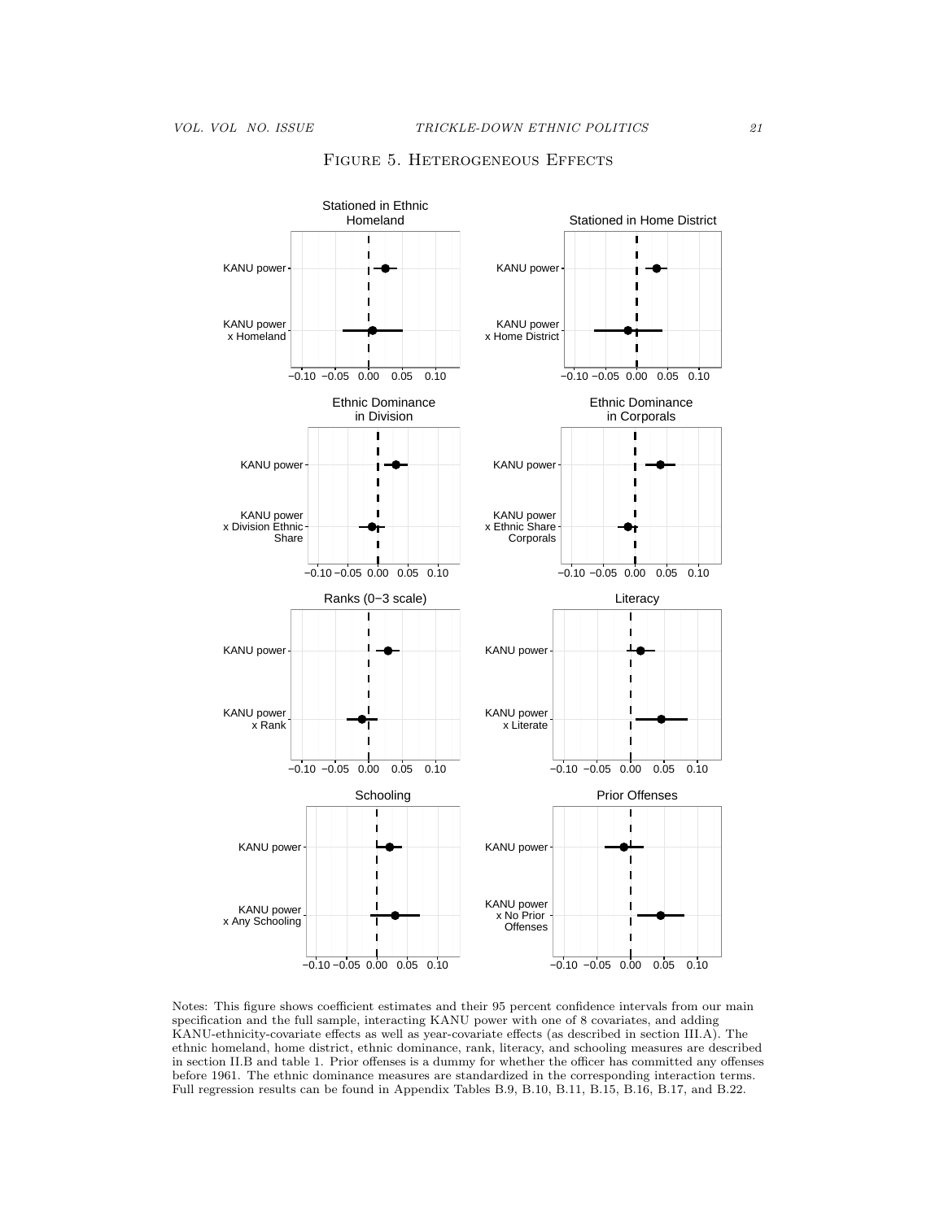FIGURE 5. HETEROGENEOUS EFFECTS

Notes: This figure shows coefficient estimates and their 95 percent confidence intervals from our main specification and the full sample, interacting KANU power with one of 8 covariates, and adding KANU-ethnicity-covariate effects as well as year-covariate effects (as described in section III.A). The ethnic homeland, home district, ethnic dominance, rank, literacy, and schooling measures are described in section II.B and table 1. Prior offenses is a dummy for whether the officer has committed any offenses before 1961. The ethnic dominance measures are standardized in the corresponding interaction terms. Full regression results can be found in Appendix Tables B.9, B.10, B.11, B.15, B.16, B.17, and B.22.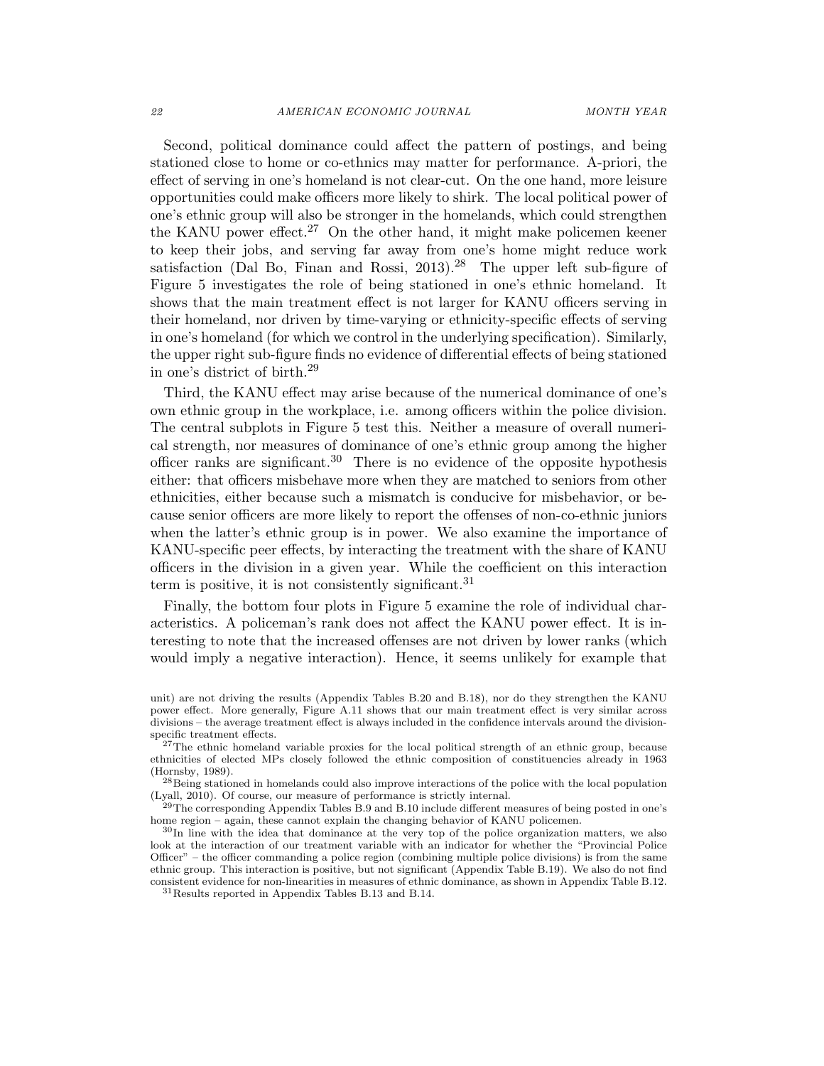Second, political dominance could affect the pattern of postings, and being stationed close to home or co-ethnics may matter for performance. A-priori, the effect of serving in one's homeland is not clear-cut. On the one hand, more leisure opportunities could make officers more likely to shirk. The local political power of one's ethnic group will also be stronger in the homelands, which could strengthen the KANU power effect.[27] On the other hand, it might make policemen keener to keep their jobs, and serving far away from one's home might reduce work satisfaction (Dal Bo, Finan and Rossi, 2013).[28] The upper left sub-figure of Figure 5 investigates the role of being stationed in one's ethnic homeland. It shows that the main treatment effect is not larger for KANU officers serving in their homeland, nor driven by time-varying or ethnicity-specific effects of serving in one's homeland (for which we control in the underlying specification). Similarly, the upper right sub-figure finds no evidence of differential effects of being stationed in one's district of birth.[29]

Third, the KANU effect may arise because of the numerical dominance of one's own ethnic group in the workplace, i.e. among officers within the police division. The central subplots in Figure 5 test this. Neither a measure of overall numerical strength, nor measures of dominance of one's ethnic group among the higher officer ranks are significant.[30] There is no evidence of the opposite hypothesis either: that officers misbehave more when they are matched to seniors from other ethnicities, either because such a mismatch is conducive for misbehavior, or because senior officers are more likely to report the offenses of non-co-ethnic juniors when the latter's ethnic group is in power. We also examine the importance of KANU-specific peer effects, by interacting the treatment with the share of KANU officers in the division in a given year. While the coefficient on this interaction term is positive, it is not consistently significant.[31]

Finally, the bottom four plots in Figure 5 examine the role of individual characteristics. A policeman's rank does not affect the KANU power effect. It is interesting to note that the increased offenses are not driven by lower ranks (which would imply a negative interaction). Hence, it seems unlikely for example that

unit) are not driving the results (Appendix Tables B.20 and B.18), nor do they strengthen the KANU power effect. More generally, Figure A.11 shows that our main treatment effect is very similar across divisions – the average treatment effect is always included in the confidence intervals around the division-specific treatment effects.

[27] The ethnic homeland variable proxies for the local political strength of an ethnic group, because ethnicities of elected MPs closely followed the ethnic composition of constituencies already in 1963 (Hornsby, 1989).

[28] Being stationed in homelands could also improve interactions of the police with the local population (Lyall, 2010). Of course, our measure of performance is strictly internal.

[29] The corresponding Appendix Tables B.9 and B.10 include different measures of being posted in one's home region – again, these cannot explain the changing behavior of KANU policemen.

[30] In line with the idea that dominance at the very top of the police organization matters, we also look at the interaction of our treatment variable with an indicator for whether the "Provincial Police Officer" – the officer commanding a police region (combining multiple police divisions) is from the same ethnic group. This interaction is positive, but not significant (Appendix Table B.19). We also do not find consistent evidence for non-linearities in measures of ethnic dominance, as shown in Appendix Table B.12.

[31] Results reported in Appendix Tables B.13 and B.14.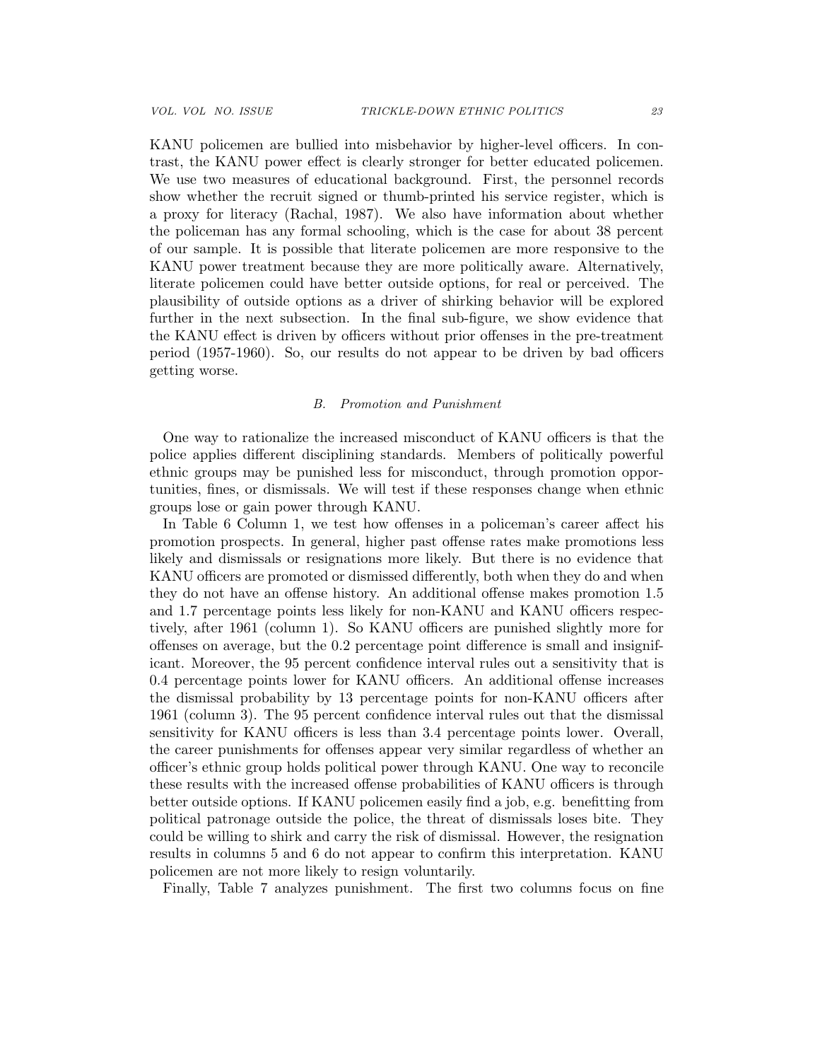KANU policemen are bullied into misbehavior by higher-level officers. In contrast, the KANU power effect is clearly stronger for better educated policemen. We use two measures of educational background. First, the personnel records show whether the recruit signed or thumb-printed his service register, which is a proxy for literacy (Rachal, 1987). We also have information about whether the policeman has any formal schooling, which is the case for about 38 percent of our sample. It is possible that literate policemen are more responsive to the KANU power treatment because they are more politically aware. Alternatively, literate policemen could have better outside options, for real or perceived. The plausibility of outside options as a driver of shirking behavior will be explored further in the next subsection. In the final sub-figure, we show evidence that the KANU effect is driven by officers without prior offenses in the pre-treatment period (1957-1960). So, our results do not appear to be driven by bad officers getting worse.

### *B. Promotion and Punishment*

One way to rationalize the increased misconduct of KANU officers is that the police applies different disciplining standards. Members of politically powerful ethnic groups may be punished less for misconduct, through promotion opportunities, fines, or dismissals. We will test if these responses change when ethnic groups lose or gain power through KANU.

In Table 6 Column 1, we test how offenses in a policeman's career affect his promotion prospects. In general, higher past offense rates make promotions less likely and dismissals or resignations more likely. But there is no evidence that KANU officers are promoted or dismissed differently, both when they do and when they do not have an offense history. An additional offense makes promotion 1.5 and 1.7 percentage points less likely for non-KANU and KANU officers respectively, after 1961 (column 1). So KANU officers are punished slightly more for offenses on average, but the 0.2 percentage point difference is small and insignificant. Moreover, the 95 percent confidence interval rules out a sensitivity that is 0.4 percentage points lower for KANU officers. An additional offense increases the dismissal probability by 13 percentage points for non-KANU officers after 1961 (column 3). The 95 percent confidence interval rules out that the dismissal sensitivity for KANU officers is less than 3.4 percentage points lower. Overall, the career punishments for offenses appear very similar regardless of whether an officer's ethnic group holds political power through KANU. One way to reconcile these results with the increased offense probabilities of KANU officers is through better outside options. If KANU policemen easily find a job, e.g. benefitting from political patronage outside the police, the threat of dismissals loses bite. They could be willing to shirk and carry the risk of dismissal. However, the resignation results in columns 5 and 6 do not appear to confirm this interpretation. KANU policemen are not more likely to resign voluntarily.

Finally, Table 7 analyzes punishment. The first two columns focus on fine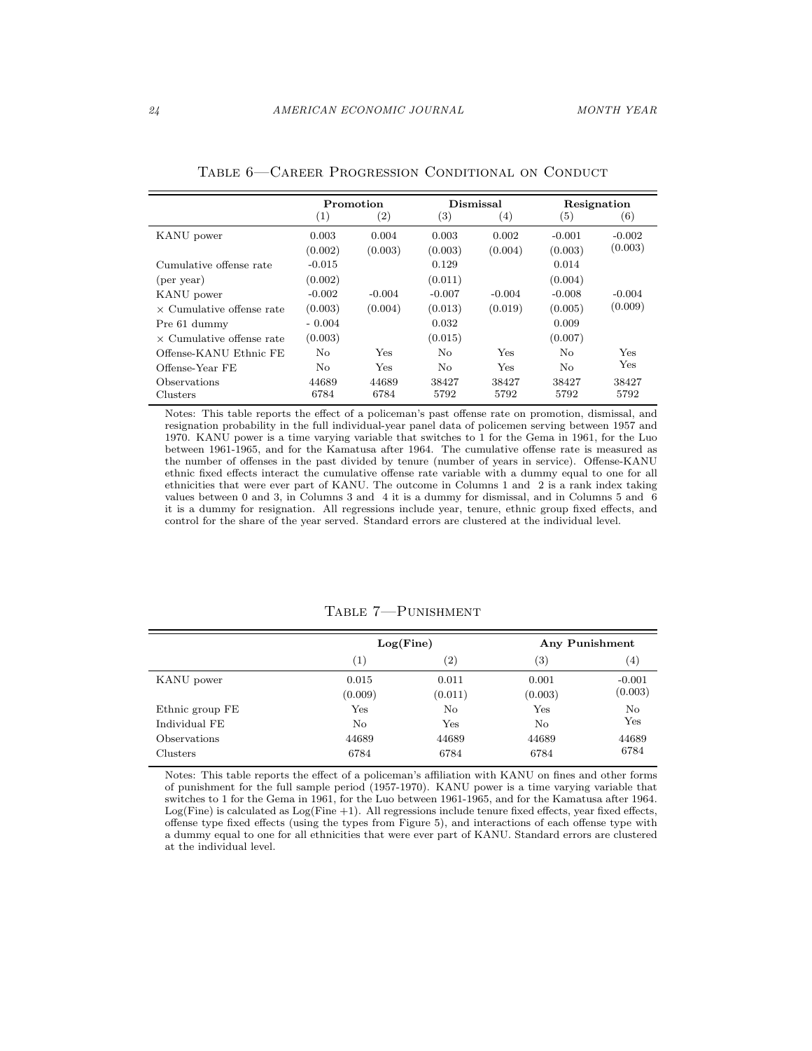Table 6—Career Progression Conditional on Conduct

| | Promotion | | Dismissal | | Resignation | |
|---|---|---|---|---|---|---|
| | (1) | (2) | (3) | (4) | (5) | (6) |
| KANU power | 0.003 | 0.004 | 0.003 | 0.002 | -0.001 | -0.002 |
| | (0.002) | (0.003) | (0.003) | (0.004) | (0.003) | (0.003) |
| Cumulative offense rate | -0.015 | | 0.129 | | 0.014 | |
| (per year) | (0.002) | | (0.011) | | (0.004) | |
| KANU power | -0.002 | -0.004 | -0.007 | -0.004 | -0.008 | -0.004 |
| × Cumulative offense rate | (0.003) | (0.004) | (0.013) | (0.019) | (0.005) | (0.009) |
| Pre 61 dummy | - 0.004 | | 0.032 | | 0.009 | |
| × Cumulative offense rate | (0.003) | | (0.015) | | (0.007) | |
| Offense-KANU Ethnic FE | No | Yes | No | Yes | No | Yes |
| Offense-Year FE | No | Yes | No | Yes | No | Yes |
| Observations | 44689 | 44689 | 38427 | 38427 | 38427 | 38427 |
| Clusters | 6784 | 6784 | 5792 | 5792 | 5792 | 5792 |

Notes: This table reports the effect of a policeman's past offense rate on promotion, dismissal, and resignation probability in the full individual-year panel data of policemen serving between 1957 and 1970. KANU power is a time varying variable that switches to 1 for the Gema in 1961, for the Luo between 1961-1965, and for the Kamatusa after 1964. The cumulative offense rate is measured as the number of offenses in the past divided by tenure (number of years in service). Offense-KANU ethnic fixed effects interact the cumulative offense rate variable with a dummy equal to one for all ethnicities that were ever part of KANU. The outcome in Columns 1 and 2 is a rank index taking values between 0 and 3, in Columns 3 and 4 it is a dummy for dismissal, and in Columns 5 and 6 it is a dummy for resignation. All regressions include year, tenure, ethnic group fixed effects, and control for the share of the year served. Standard errors are clustered at the individual level.

Table 7—Punishment

| | Log(Fine) | | Any Punishment | |
|---|---|---|---|---|
| | (1) | (2) | (3) | (4) |
| KANU power | 0.015 | 0.011 | 0.001 | -0.001 |
| | (0.009) | (0.011) | (0.003) | (0.003) |
| Ethnic group FE | Yes | No | Yes | No |
| Individual FE | No | Yes | No | Yes |
| Observations | 44689 | 44689 | 44689 | 44689 |
| Clusters | 6784 | 6784 | 6784 | 6784 |

Notes: This table reports the effect of a policeman's affiliation with KANU on fines and other forms of punishment for the full sample period (1957-1970). KANU power is a time varying variable that switches to 1 for the Gema in 1961, for the Luo between 1961-1965, and for the Kamatusa after 1964. Log(Fine) is calculated as Log(Fine +1). All regressions include tenure fixed effects, year fixed effects, offense type fixed effects (using the types from Figure 5), and interactions of each offense type with a dummy equal to one for all ethnicities that were ever part of KANU. Standard errors are clustered at the individual level.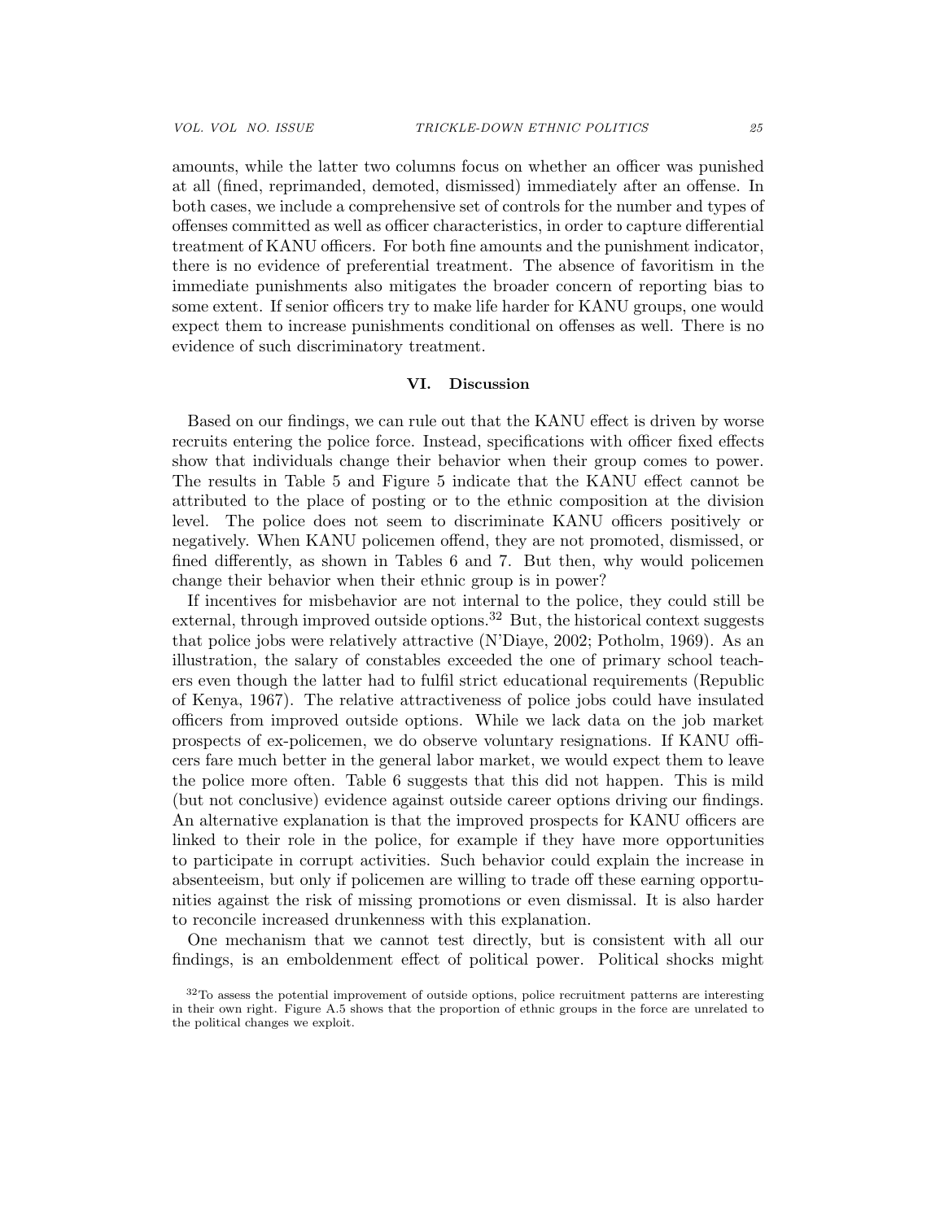amounts, while the latter two columns focus on whether an officer was punished at all (fined, reprimanded, demoted, dismissed) immediately after an offense. In both cases, we include a comprehensive set of controls for the number and types of offenses committed as well as officer characteristics, in order to capture differential treatment of KANU officers. For both fine amounts and the punishment indicator, there is no evidence of preferential treatment. The absence of favoritism in the immediate punishments also mitigates the broader concern of reporting bias to some extent. If senior officers try to make life harder for KANU groups, one would expect them to increase punishments conditional on offenses as well. There is no evidence of such discriminatory treatment.

## VI. Discussion

Based on our findings, we can rule out that the KANU effect is driven by worse recruits entering the police force. Instead, specifications with officer fixed effects show that individuals change their behavior when their group comes to power. The results in Table 5 and Figure 5 indicate that the KANU effect cannot be attributed to the place of posting or to the ethnic composition at the division level. The police does not seem to discriminate KANU officers positively or negatively. When KANU policemen offend, they are not promoted, dismissed, or fined differently, as shown in Tables 6 and 7. But then, why would policemen change their behavior when their ethnic group is in power?

If incentives for misbehavior are not internal to the police, they could still be external, through improved outside options.[32] But, the historical context suggests that police jobs were relatively attractive (N'Diaye, 2002; Potholm, 1969). As an illustration, the salary of constables exceeded the one of primary school teachers even though the latter had to fulfil strict educational requirements (Republic of Kenya, 1967). The relative attractiveness of police jobs could have insulated officers from improved outside options. While we lack data on the job market prospects of ex-policemen, we do observe voluntary resignations. If KANU officers fare much better in the general labor market, we would expect them to leave the police more often. Table 6 suggests that this did not happen. This is mild (but not conclusive) evidence against outside career options driving our findings. An alternative explanation is that the improved prospects for KANU officers are linked to their role in the police, for example if they have more opportunities to participate in corrupt activities. Such behavior could explain the increase in absenteeism, but only if policemen are willing to trade off these earning opportunities against the risk of missing promotions or even dismissal. It is also harder to reconcile increased drunkenness with this explanation.

One mechanism that we cannot test directly, but is consistent with all our findings, is an emboldenment effect of political power. Political shocks might

[32]To assess the potential improvement of outside options, police recruitment patterns are interesting in their own right. Figure A.5 shows that the proportion of ethnic groups in the force are unrelated to the political changes we exploit.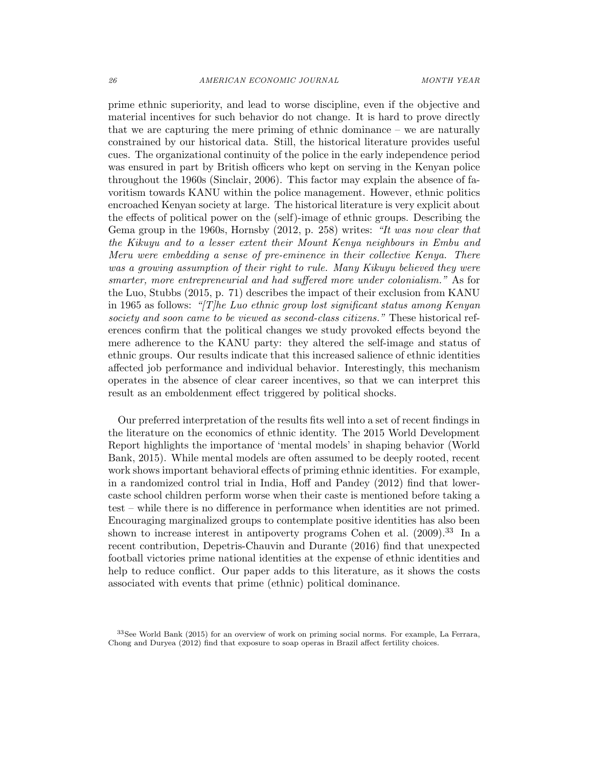prime ethnic superiority, and lead to worse discipline, even if the objective and material incentives for such behavior do not change. It is hard to prove directly that we are capturing the mere priming of ethnic dominance – we are naturally constrained by our historical data. Still, the historical literature provides useful cues. The organizational continuity of the police in the early independence period was ensured in part by British officers who kept on serving in the Kenyan police throughout the 1960s (Sinclair, 2006). This factor may explain the absence of favoritism towards KANU within the police management. However, ethnic politics encroached Kenyan society at large. The historical literature is very explicit about the effects of political power on the (self)-image of ethnic groups. Describing the Gema group in the 1960s, Hornsby (2012, p. 258) writes: *"It was now clear that the Kikuyu and to a lesser extent their Mount Kenya neighbours in Embu and Meru were embedding a sense of pre-eminence in their collective Kenya. There was a growing assumption of their right to rule. Many Kikuyu believed they were smarter, more entrepreneurial and had suffered more under colonialism."* As for the Luo, Stubbs (2015, p. 71) describes the impact of their exclusion from KANU in 1965 as follows: *"[T]he Luo ethnic group lost significant status among Kenyan society and soon came to be viewed as second-class citizens."* These historical references confirm that the political changes we study provoked effects beyond the mere adherence to the KANU party: they altered the self-image and status of ethnic groups. Our results indicate that this increased salience of ethnic identities affected job performance and individual behavior. Interestingly, this mechanism operates in the absence of clear career incentives, so that we can interpret this result as an emboldenment effect triggered by political shocks.

Our preferred interpretation of the results fits well into a set of recent findings in the literature on the economics of ethnic identity. The 2015 World Development Report highlights the importance of 'mental models' in shaping behavior (World Bank, 2015). While mental models are often assumed to be deeply rooted, recent work shows important behavioral effects of priming ethnic identities. For example, in a randomized control trial in India, Hoff and Pandey (2012) find that lower-caste school children perform worse when their caste is mentioned before taking a test – while there is no difference in performance when identities are not primed. Encouraging marginalized groups to contemplate positive identities has also been shown to increase interest in antipoverty programs Cohen et al. (2009).[33] In a recent contribution, Depetris-Chauvin and Durante (2016) find that unexpected football victories prime national identities at the expense of ethnic identities and help to reduce conflict. Our paper adds to this literature, as it shows the costs associated with events that prime (ethnic) political dominance.

[33] See World Bank (2015) for an overview of work on priming social norms. For example, La Ferrara, Chong and Duryea (2012) find that exposure to soap operas in Brazil affect fertility choices.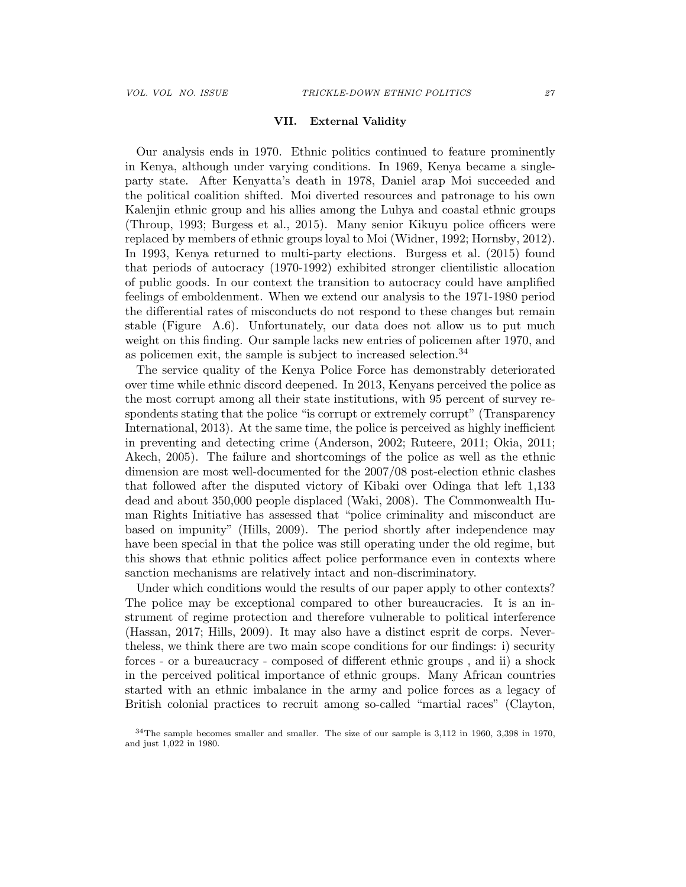## VII. External Validity

Our analysis ends in 1970. Ethnic politics continued to feature prominently in Kenya, although under varying conditions. In 1969, Kenya became a single-party state. After Kenyatta's death in 1978, Daniel arap Moi succeeded and the political coalition shifted. Moi diverted resources and patronage to his own Kalenjin ethnic group and his allies among the Luhya and coastal ethnic groups (Throup, 1993; Burgess et al., 2015). Many senior Kikuyu police officers were replaced by members of ethnic groups loyal to Moi (Widner, 1992; Hornsby, 2012). In 1993, Kenya returned to multi-party elections. Burgess et al. (2015) found that periods of autocracy (1970-1992) exhibited stronger clientilistic allocation of public goods. In our context the transition to autocracy could have amplified feelings of emboldenment. When we extend our analysis to the 1971-1980 period the differential rates of misconducts do not respond to these changes but remain stable (Figure A.6). Unfortunately, our data does not allow us to put much weight on this finding. Our sample lacks new entries of policemen after 1970, and as policemen exit, the sample is subject to increased selection.[34]

The service quality of the Kenya Police Force has demonstrably deteriorated over time while ethnic discord deepened. In 2013, Kenyans perceived the police as the most corrupt among all their state institutions, with 95 percent of survey respondents stating that the police "is corrupt or extremely corrupt" (Transparency International, 2013). At the same time, the police is perceived as highly inefficient in preventing and detecting crime (Anderson, 2002; Ruteere, 2011; Okia, 2011; Akech, 2005). The failure and shortcomings of the police as well as the ethnic dimension are most well-documented for the 2007/08 post-election ethnic clashes that followed after the disputed victory of Kibaki over Odinga that left 1,133 dead and about 350,000 people displaced (Waki, 2008). The Commonwealth Human Rights Initiative has assessed that "police criminality and misconduct are based on impunity" (Hills, 2009). The period shortly after independence may have been special in that the police was still operating under the old regime, but this shows that ethnic politics affect police performance even in contexts where sanction mechanisms are relatively intact and non-discriminatory.

Under which conditions would the results of our paper apply to other contexts? The police may be exceptional compared to other bureaucracies. It is an instrument of regime protection and therefore vulnerable to political interference (Hassan, 2017; Hills, 2009). It may also have a distinct esprit de corps. Nevertheless, we think there are two main scope conditions for our findings: i) security forces - or a bureaucracy - composed of different ethnic groups , and ii) a shock in the perceived political importance of ethnic groups. Many African countries started with an ethnic imbalance in the army and police forces as a legacy of British colonial practices to recruit among so-called "martial races" (Clayton,

[34] The sample becomes smaller and smaller. The size of our sample is 3,112 in 1960, 3,398 in 1970, and just 1,022 in 1980.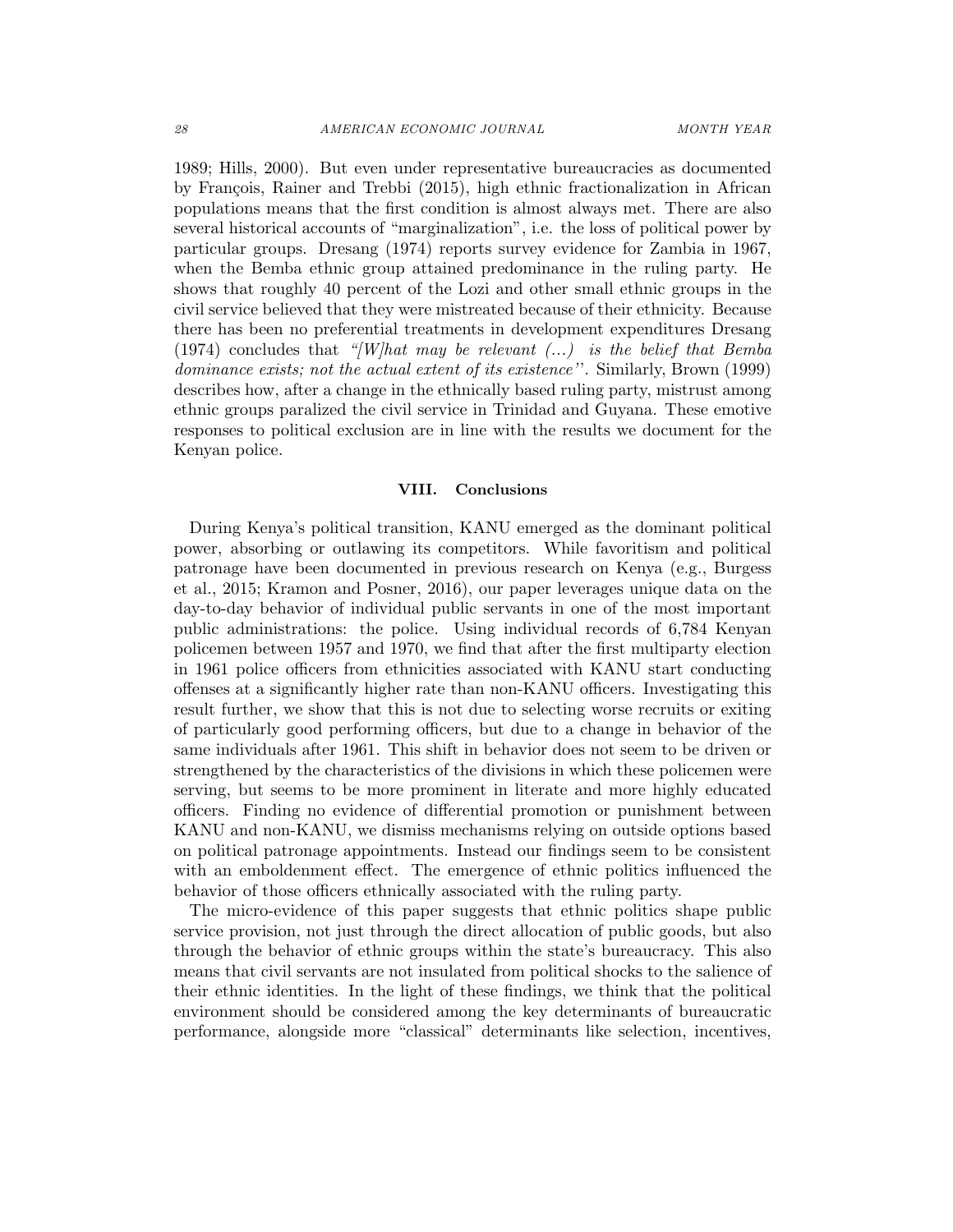1989; Hills, 2000). But even under representative bureaucracies as documented by François, Rainer and Trebbi (2015), high ethnic fractionalization in African populations means that the first condition is almost always met. There are also several historical accounts of "marginalization", i.e. the loss of political power by particular groups. Dresang (1974) reports survey evidence for Zambia in 1967, when the Bemba ethnic group attained predominance in the ruling party. He shows that roughly 40 percent of the Lozi and other small ethnic groups in the civil service believed that they were mistreated because of their ethnicity. Because there has been no preferential treatments in development expenditures Dresang (1974) concludes that *"[W]hat may be relevant (...) is the belief that Bemba dominance exists; not the actual extent of its existence"*. Similarly, Brown (1999) describes how, after a change in the ethnically based ruling party, mistrust among ethnic groups paralized the civil service in Trinidad and Guyana. These emotive responses to political exclusion are in line with the results we document for the Kenyan police.

## VIII. Conclusions

During Kenya's political transition, KANU emerged as the dominant political power, absorbing or outlawing its competitors. While favoritism and political patronage have been documented in previous research on Kenya (e.g., Burgess et al., 2015; Kramon and Posner, 2016), our paper leverages unique data on the day-to-day behavior of individual public servants in one of the most important public administrations: the police. Using individual records of 6,784 Kenyan policemen between 1957 and 1970, we find that after the first multiparty election in 1961 police officers from ethnicities associated with KANU start conducting offenses at a significantly higher rate than non-KANU officers. Investigating this result further, we show that this is not due to selecting worse recruits or exiting of particularly good performing officers, but due to a change in behavior of the same individuals after 1961. This shift in behavior does not seem to be driven or strengthened by the characteristics of the divisions in which these policemen were serving, but seems to be more prominent in literate and more highly educated officers. Finding no evidence of differential promotion or punishment between KANU and non-KANU, we dismiss mechanisms relying on outside options based on political patronage appointments. Instead our findings seem to be consistent with an emboldenment effect. The emergence of ethnic politics influenced the behavior of those officers ethnically associated with the ruling party.

The micro-evidence of this paper suggests that ethnic politics shape public service provision, not just through the direct allocation of public goods, but also through the behavior of ethnic groups within the state's bureaucracy. This also means that civil servants are not insulated from political shocks to the salience of their ethnic identities. In the light of these findings, we think that the political environment should be considered among the key determinants of bureaucratic performance, alongside more "classical" determinants like selection, incentives,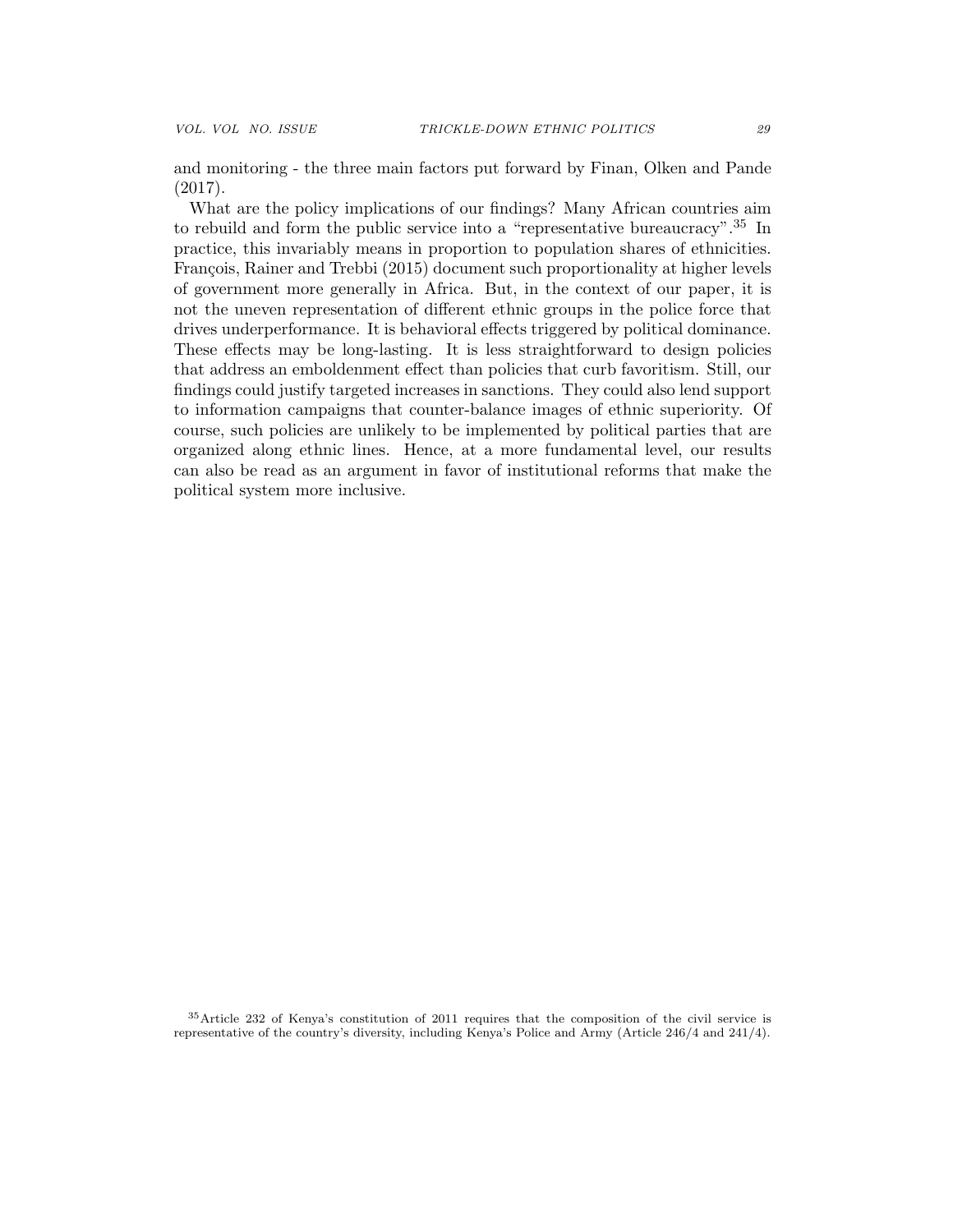and monitoring - the three main factors put forward by Finan, Olken and Pande (2017).

What are the policy implications of our findings? Many African countries aim to rebuild and form the public service into a "representative bureaucracy".[35] In practice, this invariably means in proportion to population shares of ethnicities. François, Rainer and Trebbi (2015) document such proportionality at higher levels of government more generally in Africa. But, in the context of our paper, it is not the uneven representation of different ethnic groups in the police force that drives underperformance. It is behavioral effects triggered by political dominance. These effects may be long-lasting. It is less straightforward to design policies that address an emboldenment effect than policies that curb favoritism. Still, our findings could justify targeted increases in sanctions. They could also lend support to information campaigns that counter-balance images of ethnic superiority. Of course, such policies are unlikely to be implemented by political parties that are organized along ethnic lines. Hence, at a more fundamental level, our results can also be read as an argument in favor of institutional reforms that make the political system more inclusive.

[35] Article 232 of Kenya's constitution of 2011 requires that the composition of the civil service is representative of the country's diversity, including Kenya's Police and Army (Article 246/4 and 241/4).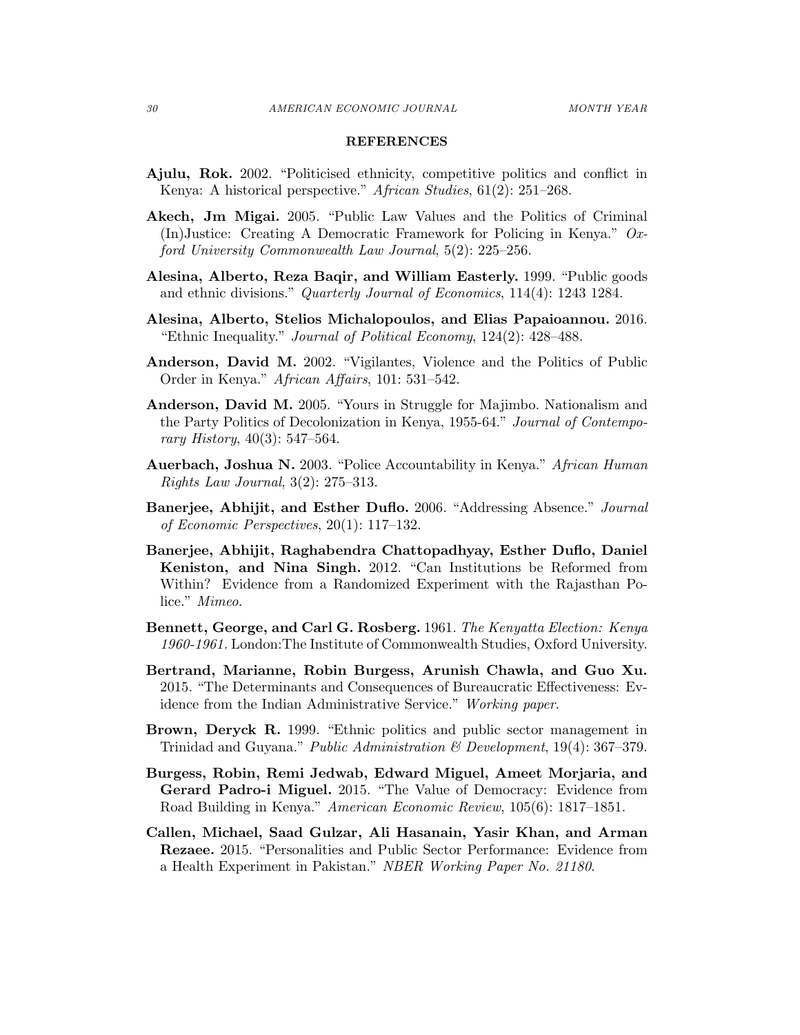## REFERENCES

**Ajulu, Rok.** 2002. "Politicised ethnicity, competitive politics and conflict in Kenya: A historical perspective." *African Studies*, 61(2): 251–268.

**Akech, Jm Migai.** 2005. "Public Law Values and the Politics of Criminal (In)Justice: Creating A Democratic Framework for Policing in Kenya." *Oxford University Commonwealth Law Journal*, 5(2): 225–256.

**Alesina, Alberto, Reza Baqir, and William Easterly.** 1999. "Public goods and ethnic divisions." *Quarterly Journal of Economics*, 114(4): 1243 1284.

**Alesina, Alberto, Stelios Michalopoulos, and Elias Papaioannou.** 2016. "Ethnic Inequality." *Journal of Political Economy*, 124(2): 428–488.

**Anderson, David M.** 2002. "Vigilantes, Violence and the Politics of Public Order in Kenya." *African Affairs*, 101: 531–542.

**Anderson, David M.** 2005. "Yours in Struggle for Majimbo. Nationalism and the Party Politics of Decolonization in Kenya, 1955-64." *Journal of Contemporary History*, 40(3): 547–564.

**Auerbach, Joshua N.** 2003. "Police Accountability in Kenya." *African Human Rights Law Journal*, 3(2): 275–313.

**Banerjee, Abhijit, and Esther Duflo.** 2006. "Addressing Absence." *Journal of Economic Perspectives*, 20(1): 117–132.

**Banerjee, Abhijit, Raghabendra Chattopadhyay, Esther Duflo, Daniel Keniston, and Nina Singh.** 2012. "Can Institutions be Reformed from Within? Evidence from a Randomized Experiment with the Rajasthan Police." *Mimeo*.

**Bennett, George, and Carl G. Rosberg.** 1961. *The Kenyatta Election: Kenya 1960-1961.* London:The Institute of Commonwealth Studies, Oxford University.

**Bertrand, Marianne, Robin Burgess, Arunish Chawla, and Guo Xu.** 2015. "The Determinants and Consequences of Bureaucratic Effectiveness: Evidence from the Indian Administrative Service." *Working paper*.

**Brown, Deryck R.** 1999. "Ethnic politics and public sector management in Trinidad and Guyana." *Public Administration & Development*, 19(4): 367–379.

**Burgess, Robin, Remi Jedwab, Edward Miguel, Ameet Morjaria, and Gerard Padro-i Miguel.** 2015. "The Value of Democracy: Evidence from Road Building in Kenya." *American Economic Review*, 105(6): 1817–1851.

**Callen, Michael, Saad Gulzar, Ali Hasanain, Yasir Khan, and Arman Rezaee.** 2015. "Personalities and Public Sector Performance: Evidence from a Health Experiment in Pakistan." *NBER Working Paper No. 21180*.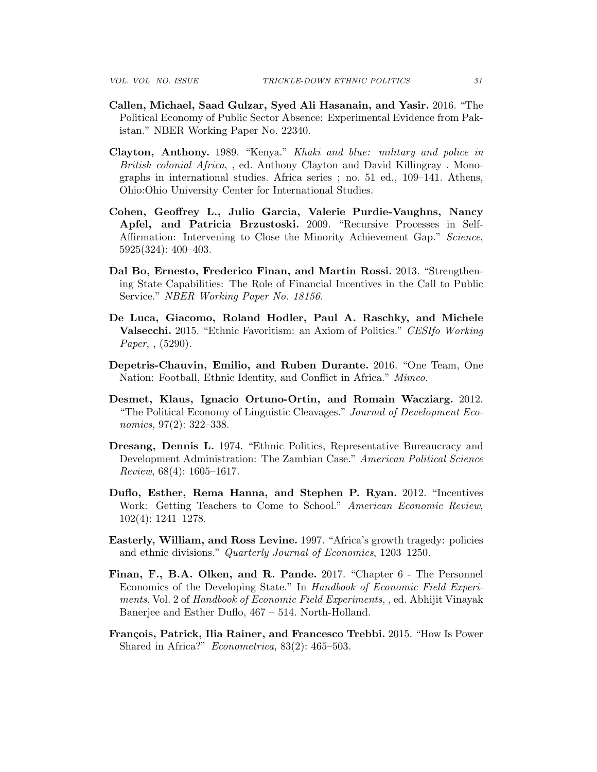**Callen, Michael, Saad Gulzar, Syed Ali Hasanain, and Yasir.** 2016. "The Political Economy of Public Sector Absence: Experimental Evidence from Pakistan." NBER Working Paper No. 22340.

**Clayton, Anthony.** 1989. "Kenya." *Khaki and blue: military and police in British colonial Africa*, , ed. Anthony Clayton and David Killingray . Monographs in international studies. Africa series ; no. 51 ed., 109–141. Athens, Ohio:Ohio University Center for International Studies.

**Cohen, Geoffrey L., Julio Garcia, Valerie Purdie-Vaughns, Nancy Apfel, and Patricia Brzustoski.** 2009. "Recursive Processes in Self-Affirmation: Intervening to Close the Minority Achievement Gap." *Science*, 5925(324): 400–403.

**Dal Bo, Ernesto, Frederico Finan, and Martin Rossi.** 2013. "Strengthening State Capabilities: The Role of Financial Incentives in the Call to Public Service." *NBER Working Paper No. 18156*.

**De Luca, Giacomo, Roland Hodler, Paul A. Raschky, and Michele Valsecchi.** 2015. "Ethnic Favoritism: an Axiom of Politics." *CESIfo Working Paper*, , (5290).

**Depetris-Chauvin, Emilio, and Ruben Durante.** 2016. "One Team, One Nation: Football, Ethnic Identity, and Conflict in Africa." *Mimeo*.

**Desmet, Klaus, Ignacio Ortuno-Ortin, and Romain Wacziarg.** 2012. "The Political Economy of Linguistic Cleavages." *Journal of Development Economics*, 97(2): 322–338.

**Dresang, Dennis L.** 1974. "Ethnic Politics, Representative Bureaucracy and Development Administration: The Zambian Case." *American Political Science Review*, 68(4): 1605–1617.

**Duflo, Esther, Rema Hanna, and Stephen P. Ryan.** 2012. "Incentives Work: Getting Teachers to Come to School." *American Economic Review*, 102(4): 1241–1278.

**Easterly, William, and Ross Levine.** 1997. "Africa's growth tragedy: policies and ethnic divisions." *Quarterly Journal of Economics*, 1203–1250.

**Finan, F., B.A. Olken, and R. Pande.** 2017. "Chapter 6 - The Personnel Economics of the Developing State." In *Handbook of Economic Field Experiments*. Vol. 2 of *Handbook of Economic Field Experiments*, , ed. Abhijit Vinayak Banerjee and Esther Duflo, 467 – 514. North-Holland.

**François, Patrick, Ilia Rainer, and Francesco Trebbi.** 2015. "How Is Power Shared in Africa?" *Econometrica*, 83(2): 465–503.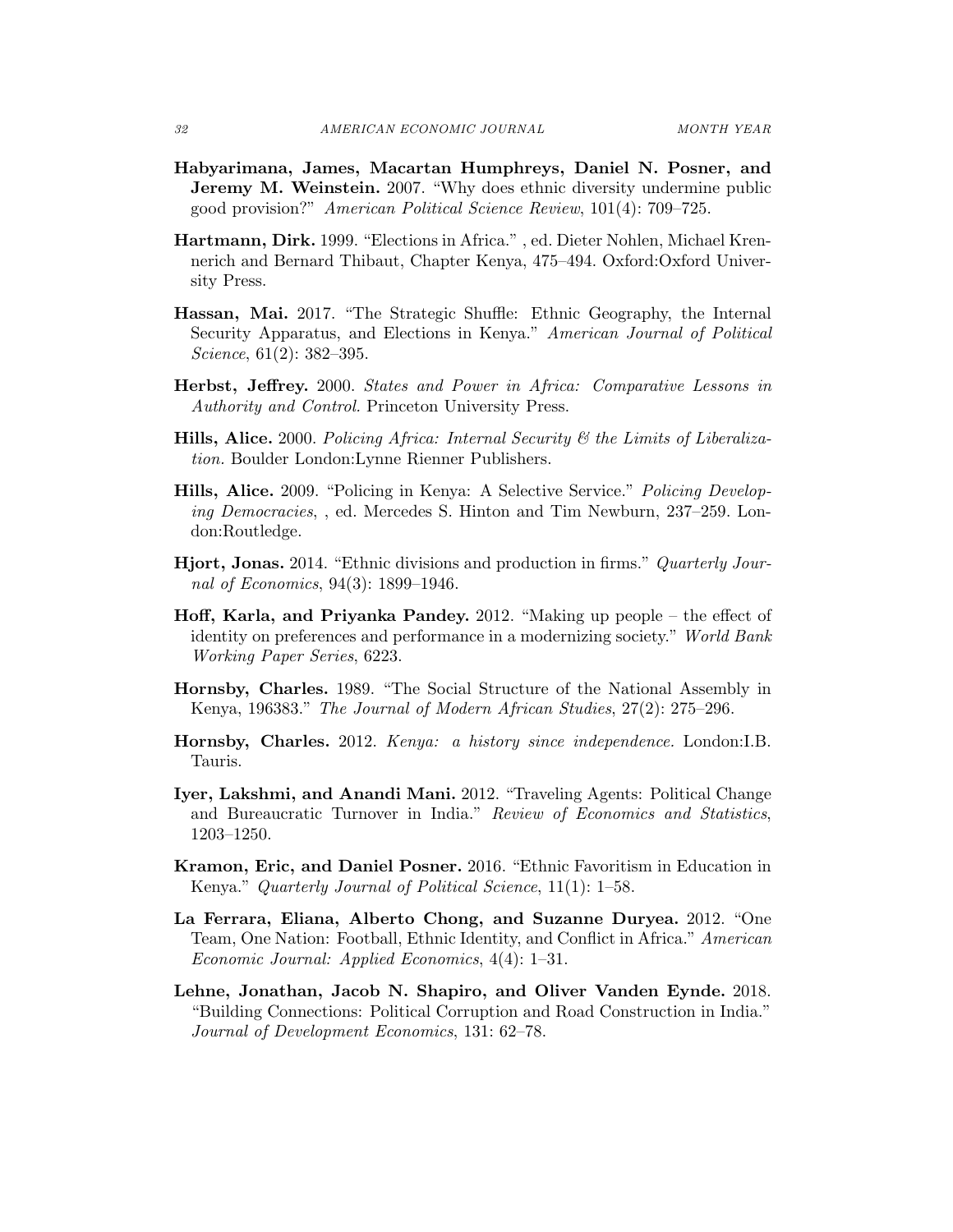**Habyarimana, James, Macartan Humphreys, Daniel N. Posner, and Jeremy M. Weinstein.** 2007. "Why does ethnic diversity undermine public good provision?" *American Political Science Review*, 101(4): 709–725.

**Hartmann, Dirk.** 1999. "Elections in Africa." , ed. Dieter Nohlen, Michael Krennerich and Bernard Thibaut, Chapter Kenya, 475–494. Oxford:Oxford University Press.

**Hassan, Mai.** 2017. "The Strategic Shuffle: Ethnic Geography, the Internal Security Apparatus, and Elections in Kenya." *American Journal of Political Science*, 61(2): 382–395.

**Herbst, Jeffrey.** 2000. *States and Power in Africa: Comparative Lessons in Authority and Control.* Princeton University Press.

**Hills, Alice.** 2000. *Policing Africa: Internal Security & the Limits of Liberalization.* Boulder London:Lynne Rienner Publishers.

**Hills, Alice.** 2009. "Policing in Kenya: A Selective Service." *Policing Developing Democracies*, , ed. Mercedes S. Hinton and Tim Newburn, 237–259. London:Routledge.

**Hjort, Jonas.** 2014. "Ethnic divisions and production in firms." *Quarterly Journal of Economics*, 94(3): 1899–1946.

**Hoff, Karla, and Priyanka Pandey.** 2012. "Making up people – the effect of identity on preferences and performance in a modernizing society." *World Bank Working Paper Series*, 6223.

**Hornsby, Charles.** 1989. "The Social Structure of the National Assembly in Kenya, 196383." *The Journal of Modern African Studies*, 27(2): 275–296.

**Hornsby, Charles.** 2012. *Kenya: a history since independence.* London:I.B. Tauris.

**Iyer, Lakshmi, and Anandi Mani.** 2012. "Traveling Agents: Political Change and Bureaucratic Turnover in India." *Review of Economics and Statistics*, 1203–1250.

**Kramon, Eric, and Daniel Posner.** 2016. "Ethnic Favoritism in Education in Kenya." *Quarterly Journal of Political Science*, 11(1): 1–58.

**La Ferrara, Eliana, Alberto Chong, and Suzanne Duryea.** 2012. "One Team, One Nation: Football, Ethnic Identity, and Conflict in Africa." *American Economic Journal: Applied Economics*, 4(4): 1–31.

**Lehne, Jonathan, Jacob N. Shapiro, and Oliver Vanden Eynde.** 2018. "Building Connections: Political Corruption and Road Construction in India." *Journal of Development Economics*, 131: 62–78.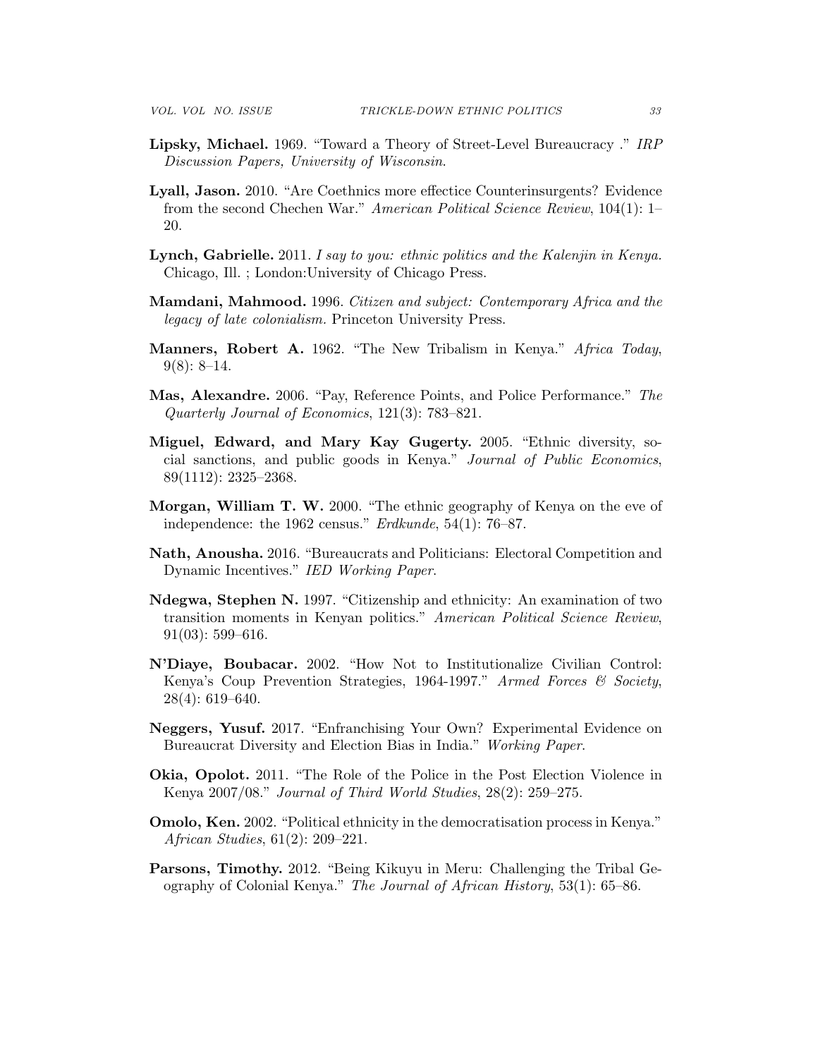**Lipsky, Michael.** 1969. "Toward a Theory of Street-Level Bureaucracy ." *IRP Discussion Papers, University of Wisconsin*.

**Lyall, Jason.** 2010. "Are Coethnics more effectice Counterinsurgents? Evidence from the second Chechen War." *American Political Science Review*, 104(1): 1–20.

**Lynch, Gabrielle.** 2011. *I say to you: ethnic politics and the Kalenjin in Kenya.* Chicago, Ill. ; London:University of Chicago Press.

**Mamdani, Mahmood.** 1996. *Citizen and subject: Contemporary Africa and the legacy of late colonialism.* Princeton University Press.

**Manners, Robert A.** 1962. "The New Tribalism in Kenya." *Africa Today*, 9(8): 8–14.

**Mas, Alexandre.** 2006. "Pay, Reference Points, and Police Performance." *The Quarterly Journal of Economics*, 121(3): 783–821.

**Miguel, Edward, and Mary Kay Gugerty.** 2005. "Ethnic diversity, social sanctions, and public goods in Kenya." *Journal of Public Economics*, 89(1112): 2325–2368.

**Morgan, William T. W.** 2000. "The ethnic geography of Kenya on the eve of independence: the 1962 census." *Erdkunde*, 54(1): 76–87.

**Nath, Anousha.** 2016. "Bureaucrats and Politicians: Electoral Competition and Dynamic Incentives." *IED Working Paper*.

**Ndegwa, Stephen N.** 1997. "Citizenship and ethnicity: An examination of two transition moments in Kenyan politics." *American Political Science Review*, 91(03): 599–616.

**N'Diaye, Boubacar.** 2002. "How Not to Institutionalize Civilian Control: Kenya's Coup Prevention Strategies, 1964-1997." *Armed Forces & Society*, 28(4): 619–640.

**Neggers, Yusuf.** 2017. "Enfranchising Your Own? Experimental Evidence on Bureaucrat Diversity and Election Bias in India." *Working Paper*.

**Okia, Opolot.** 2011. "The Role of the Police in the Post Election Violence in Kenya 2007/08." *Journal of Third World Studies*, 28(2): 259–275.

**Omolo, Ken.** 2002. "Political ethnicity in the democratisation process in Kenya." *African Studies*, 61(2): 209–221.

**Parsons, Timothy.** 2012. "Being Kikuyu in Meru: Challenging the Tribal Geography of Colonial Kenya." *The Journal of African History*, 53(1): 65–86.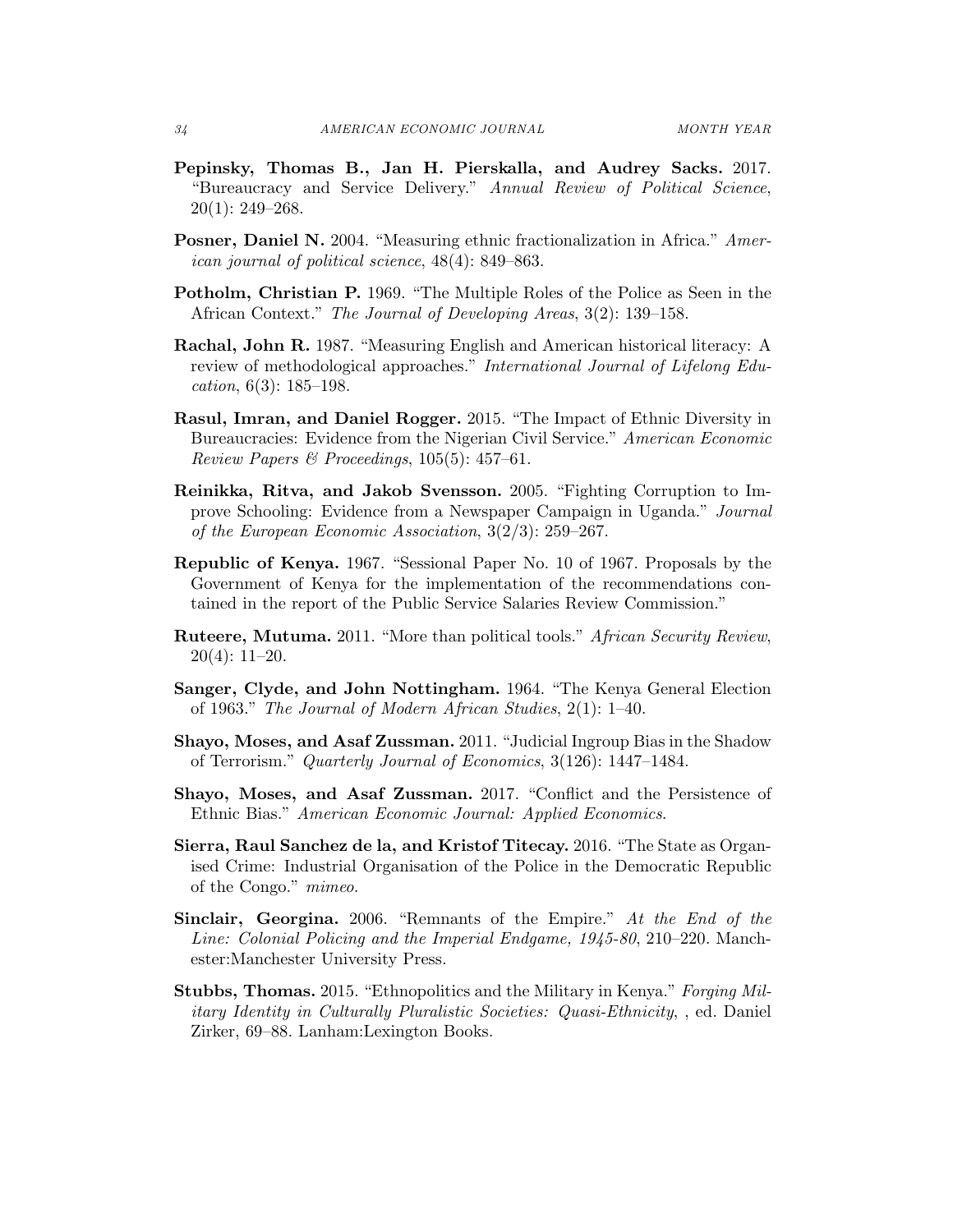**Pepinsky, Thomas B., Jan H. Pierskalla, and Audrey Sacks.** 2017. "Bureaucracy and Service Delivery." *Annual Review of Political Science*, 20(1): 249–268.

**Posner, Daniel N.** 2004. "Measuring ethnic fractionalization in Africa." *American journal of political science*, 48(4): 849–863.

**Potholm, Christian P.** 1969. "The Multiple Roles of the Police as Seen in the African Context." *The Journal of Developing Areas*, 3(2): 139–158.

**Rachal, John R.** 1987. "Measuring English and American historical literacy: A review of methodological approaches." *International Journal of Lifelong Education*, 6(3): 185–198.

**Rasul, Imran, and Daniel Rogger.** 2015. "The Impact of Ethnic Diversity in Bureaucracies: Evidence from the Nigerian Civil Service." *American Economic Review Papers & Proceedings*, 105(5): 457–61.

**Reinikka, Ritva, and Jakob Svensson.** 2005. "Fighting Corruption to Improve Schooling: Evidence from a Newspaper Campaign in Uganda." *Journal of the European Economic Association*, 3(2/3): 259–267.

**Republic of Kenya.** 1967. "Sessional Paper No. 10 of 1967. Proposals by the Government of Kenya for the implementation of the recommendations contained in the report of the Public Service Salaries Review Commission."

**Ruteere, Mutuma.** 2011. "More than political tools." *African Security Review*, 20(4): 11–20.

**Sanger, Clyde, and John Nottingham.** 1964. "The Kenya General Election of 1963." *The Journal of Modern African Studies*, 2(1): 1–40.

**Shayo, Moses, and Asaf Zussman.** 2011. "Judicial Ingroup Bias in the Shadow of Terrorism." *Quarterly Journal of Economics*, 3(126): 1447–1484.

**Shayo, Moses, and Asaf Zussman.** 2017. "Conflict and the Persistence of Ethnic Bias." *American Economic Journal: Applied Economics*.

**Sierra, Raul Sanchez de la, and Kristof Titecay.** 2016. "The State as Organised Crime: Industrial Organisation of the Police in the Democratic Republic of the Congo." *mimeo*.

**Sinclair, Georgina.** 2006. "Remnants of the Empire." *At the End of the Line: Colonial Policing and the Imperial Endgame, 1945-80*, 210–220. Manchester:Manchester University Press.

**Stubbs, Thomas.** 2015. "Ethnopolitics and the Military in Kenya." *Forging Military Identity in Culturally Pluralistic Societies: Quasi-Ethnicity*, , ed. Daniel Zirker, 69–88. Lanham:Lexington Books.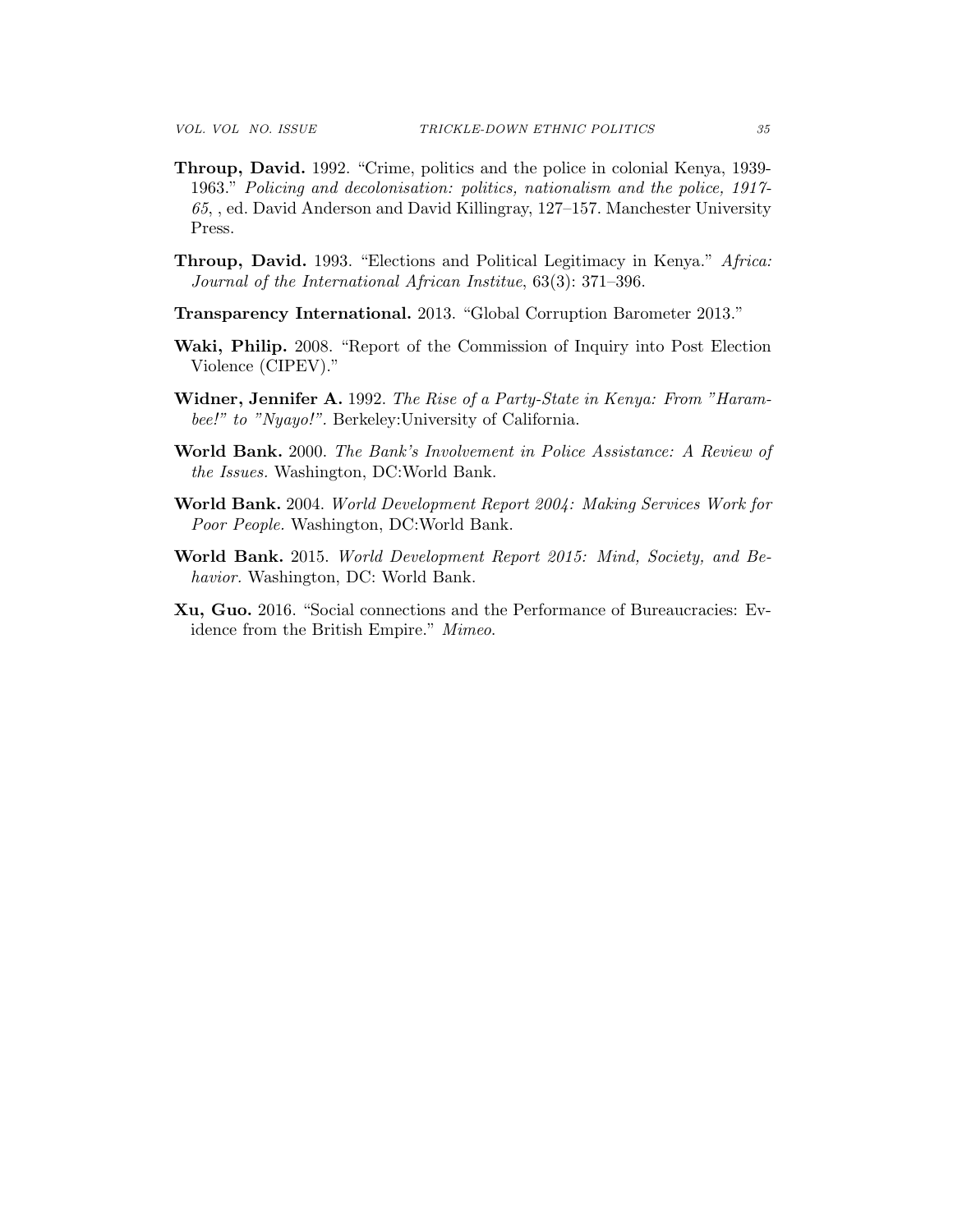**Throup, David.** 1992. "Crime, politics and the police in colonial Kenya, 1939-1963." *Policing and decolonisation: politics, nationalism and the police, 1917-65*, , ed. David Anderson and David Killingray, 127–157. Manchester University Press.

**Throup, David.** 1993. "Elections and Political Legitimacy in Kenya." *Africa: Journal of the International African Institue*, 63(3): 371–396.

**Transparency International.** 2013. "Global Corruption Barometer 2013."

**Waki, Philip.** 2008. "Report of the Commission of Inquiry into Post Election Violence (CIPEV)."

**Widner, Jennifer A.** 1992. *The Rise of a Party-State in Kenya: From "Harambee!" to "Nyayo!"*. Berkeley:University of California.

**World Bank.** 2000. *The Bank's Involvement in Police Assistance: A Review of the Issues.* Washington, DC:World Bank.

**World Bank.** 2004. *World Development Report 2004: Making Services Work for Poor People.* Washington, DC:World Bank.

**World Bank.** 2015. *World Development Report 2015: Mind, Society, and Behavior.* Washington, DC: World Bank.

**Xu, Guo.** 2016. "Social connections and the Performance of Bureaucracies: Evidence from the British Empire." *Mimeo*.